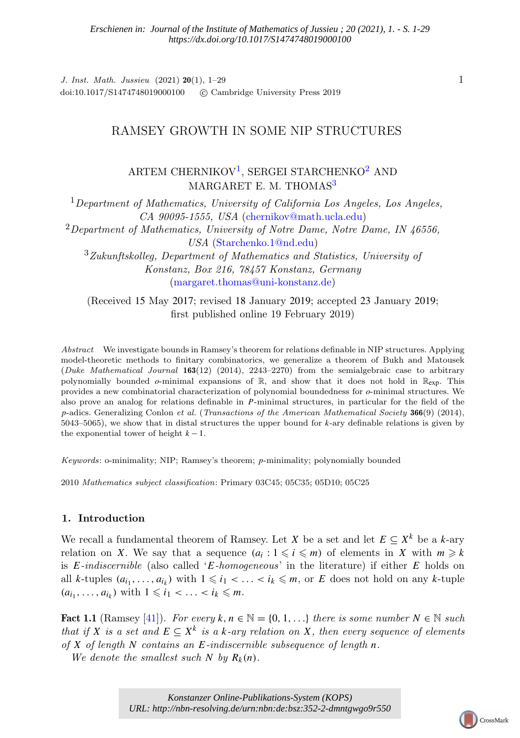*Erschienen in: Journal of the Institute of Mathematics of Jussieu ; 20 (2021), 1. - S. 1-29*
*https://dx.doi.org/10.1017/S1474748019000100*

*J. Inst. Math. Jussieu* (2021) **20**(1), 1–29
doi:10.1017/S1474748019000100 © Cambridge University Press 2019

# RAMSEY GROWTH IN SOME NIP STRUCTURES

ARTEM CHERNIKOV[1], SERGEI STARCHENKO[2] AND MARGARET E. M. THOMAS[3]

[1]*Department of Mathematics, University of California Los Angeles, Los Angeles, CA 90095-1555, USA* (chernikov@math.ucla.edu)

[2]*Department of Mathematics, University of Notre Dame, Notre Dame, IN 46556, USA* (Starchenko.1@nd.edu)

[3]*Zukunftskolleg, Department of Mathematics and Statistics, University of Konstanz, Box 216, 78457 Konstanz, Germany* (margaret.thomas@uni-konstanz.de)

(Received 15 May 2017; revised 18 January 2019; accepted 23 January 2019; first published online 19 February 2019)

*Abstract* We investigate bounds in Ramsey's theorem for relations definable in NIP structures. Applying model-theoretic methods to finitary combinatorics, we generalize a theorem of Bukh and Matousek (*Duke Mathematical Journal* **163**(12) (2014), 2243–2270) from the semialgebraic case to arbitrary polynomially bounded *o*-minimal expansions of $\mathbb{R}$, and show that it does not hold in $\mathbb{R}_{\exp}$. This provides a new combinatorial characterization of polynomial boundedness for *o*-minimal structures. We also prove an analog for relations definable in $P$-minimal structures, in particular for the field of the $p$-adics. Generalizing Conlon *et al.* (*Transactions of the American Mathematical Society* **366**(9) (2014), 5043–5065), we show that in distal structures the upper bound for $k$-ary definable relations is given by the exponential tower of height $k-1$.

*Keywords*: o-minimality; NIP; Ramsey's theorem; *p*-minimality; polynomially bounded

2010 *Mathematics subject classification*: Primary 03C45; 05C35; 05D10; 05C25

## 1. Introduction

We recall a fundamental theorem of Ramsey. Let $X$ be a set and let $E \subseteq X^k$ be a $k$-ary relation on $X$. We say that a sequence $(a_i : 1 \leqslant i \leqslant m)$ of elements in $X$ with $m \geqslant k$ is *$E$-indiscernible* (also called '*$E$-homogeneous*' in the literature) if either $E$ holds on all $k$-tuples $(a_{i_1}, \ldots, a_{i_k})$ with $1 \leqslant i_1 < \ldots < i_k \leqslant m$, or $E$ does not hold on any $k$-tuple $(a_{i_1}, \ldots, a_{i_k})$ with $1 \leqslant i_1 < \ldots < i_k \leqslant m$.

**Fact 1.1** (Ramsey [41]). *For every $k, n \in \mathbb{N} = \{0, 1, \ldots\}$ there is some number $N \in \mathbb{N}$ such that if $X$ is a set and $E \subseteq X^k$ is a $k$-ary relation on $X$, then every sequence of elements of $X$ of length $N$ contains an $E$-indiscernible subsequence of length $n$.*

*We denote the smallest such $N$ by $R_k(n)$.*

*Konstanzer Online-Publikations-System (KOPS)*
*URL: http://nbn-resolving.de/urn:nbn:de:bsz:352-2-dmntgwgo9r550*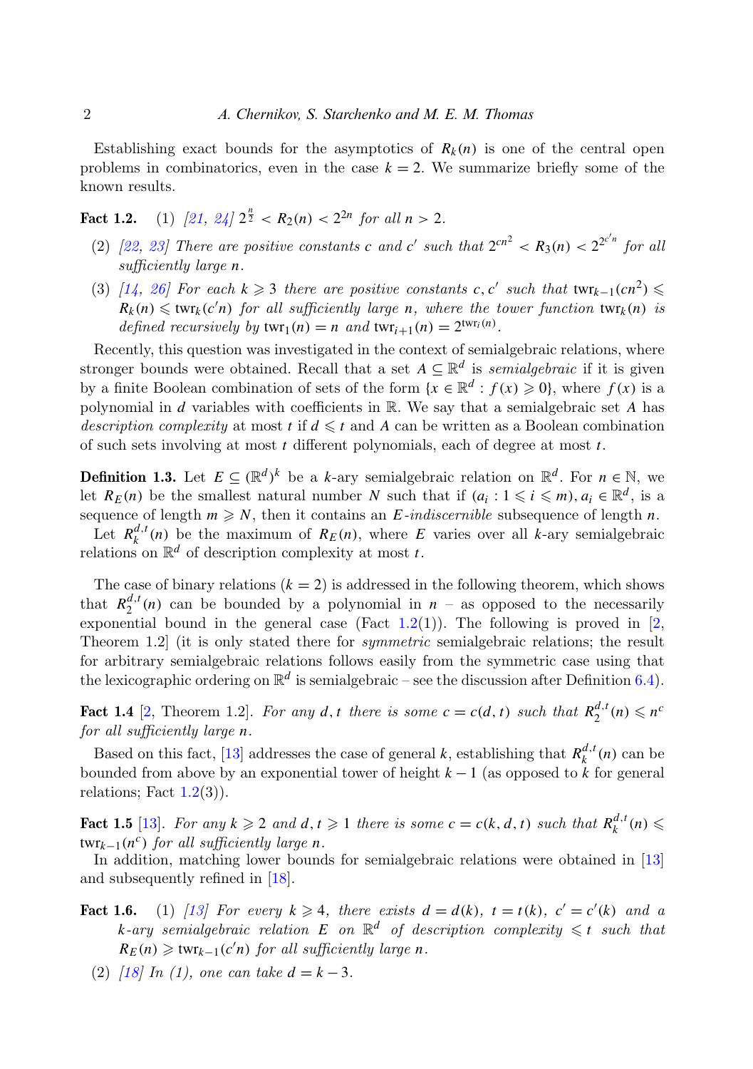Establishing exact bounds for the asymptotics of $R_k(n)$ is one of the central open problems in combinatorics, even in the case $k = 2$. We summarize briefly some of the known results.

**Fact 1.2.** (1) *[21, 24] $2^{\frac{n}{2}} < R_2(n) < 2^{2n}$ for all $n > 2$.*

(2) *[22, 23] There are positive constants $c$ and $c'$ such that $2^{cn^2} < R_3(n) < 2^{2^{c'n}}$ for all sufficiently large $n$.*

(3) *[14, 26] For each $k \geqslant 3$ there are positive constants $c, c'$ such that $\mathrm{twr}_{k-1}(cn^2) \leqslant R_k(n) \leqslant \mathrm{twr}_k(c'n)$ for all sufficiently large $n$, where the tower function $\mathrm{twr}_k(n)$ is defined recursively by $\mathrm{twr}_1(n) = n$ and $\mathrm{twr}_{i+1}(n) = 2^{\mathrm{twr}_i(n)}$.*

Recently, this question was investigated in the context of semialgebraic relations, where stronger bounds were obtained. Recall that a set $A \subseteq \mathbb{R}^d$ is *semialgebraic* if it is given by a finite Boolean combination of sets of the form $\{x \in \mathbb{R}^d : f(x) \geqslant 0\}$, where $f(x)$ is a polynomial in $d$ variables with coefficients in $\mathbb{R}$. We say that a semialgebraic set $A$ has *description complexity* at most $t$ if $d \leqslant t$ and $A$ can be written as a Boolean combination of such sets involving at most $t$ different polynomials, each of degree at most $t$.

**Definition 1.3.** Let $E \subseteq (\mathbb{R}^d)^k$ be a $k$-ary semialgebraic relation on $\mathbb{R}^d$. For $n \in \mathbb{N}$, we let $R_E(n)$ be the smallest natural number $N$ such that if $(a_i : 1 \leqslant i \leqslant m), a_i \in \mathbb{R}^d$, is a sequence of length $m \geqslant N$, then it contains an $E$*-indiscernible* subsequence of length $n$.

Let $R_k^{d,t}(n)$ be the maximum of $R_E(n)$, where $E$ varies over all $k$-ary semialgebraic relations on $\mathbb{R}^d$ of description complexity at most $t$.

The case of binary relations ($k = 2$) is addressed in the following theorem, which shows that $R_2^{d,t}(n)$ can be bounded by a polynomial in $n$ – as opposed to the necessarily exponential bound in the general case (Fact 1.2(1)). The following is proved in [2, Theorem 1.2] (it is only stated there for *symmetric* semialgebraic relations; the result for arbitrary semialgebraic relations follows easily from the symmetric case using that the lexicographic ordering on $\mathbb{R}^d$ is semialgebraic – see the discussion after Definition 6.4).

**Fact 1.4** [2, Theorem 1.2]. *For any $d, t$ there is some $c = c(d, t)$ such that $R_2^{d,t}(n) \leqslant n^c$ for all sufficiently large $n$.*

Based on this fact, [13] addresses the case of general $k$, establishing that $R_k^{d,t}(n)$ can be bounded from above by an exponential tower of height $k - 1$ (as opposed to $k$ for general relations; Fact 1.2(3)).

**Fact 1.5** [13]. *For any $k \geqslant 2$ and $d, t \geqslant 1$ there is some $c = c(k, d, t)$ such that $R_k^{d,t}(n) \leqslant \mathrm{twr}_{k-1}(n^c)$ for all sufficiently large $n$.*

In addition, matching lower bounds for semialgebraic relations were obtained in [13] and subsequently refined in [18].

**Fact 1.6.** (1) *[13] For every $k \geqslant 4$, there exists $d = d(k)$, $t = t(k)$, $c' = c'(k)$ and a $k$-ary semialgebraic relation $E$ on $\mathbb{R}^d$ of description complexity $\leqslant t$ such that $R_E(n) \geqslant \mathrm{twr}_{k-1}(c'n)$ for all sufficiently large $n$.*

(2) *[18] In (1), one can take $d = k - 3$.*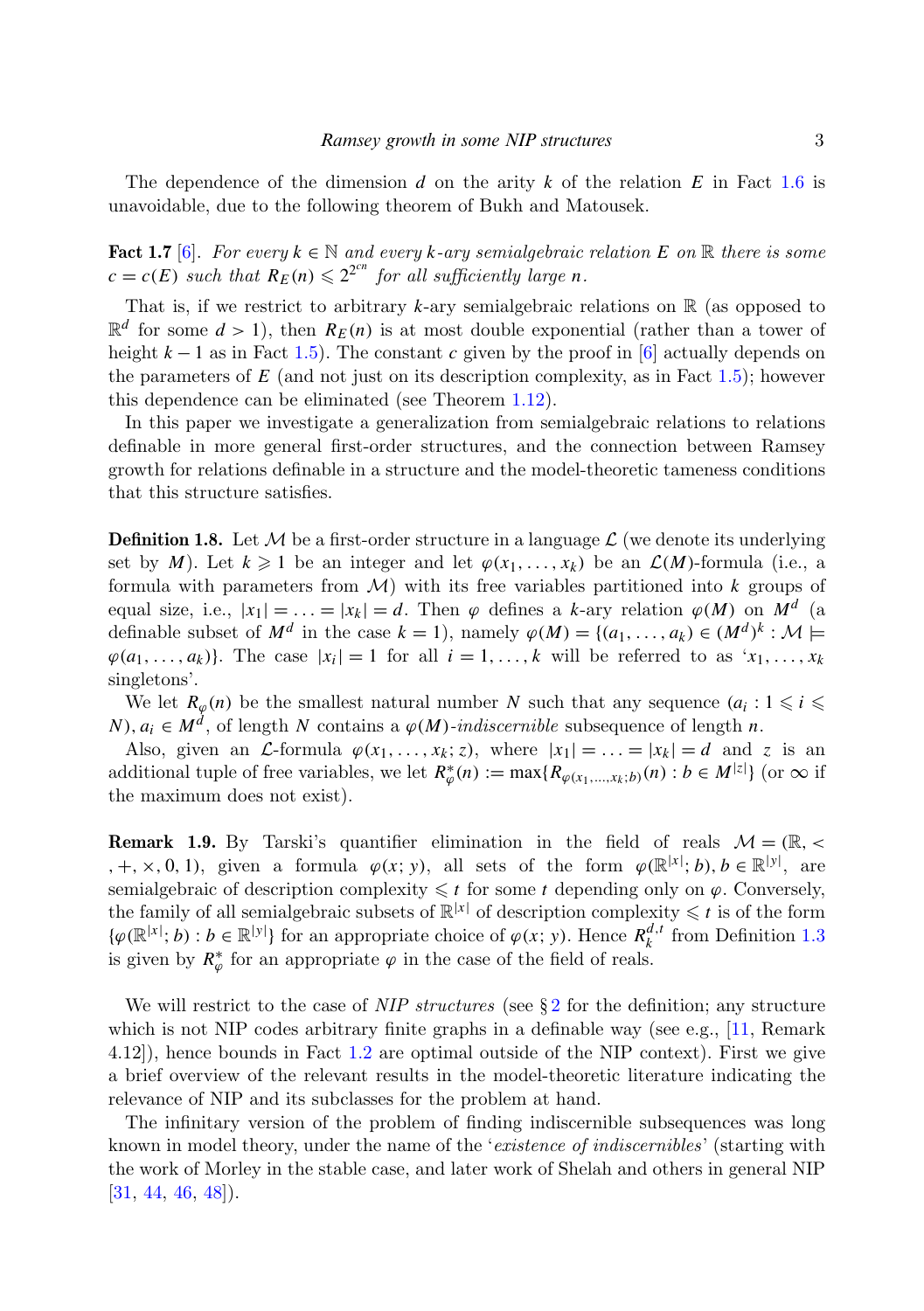The dependence of the dimension $d$ on the arity $k$ of the relation $E$ in Fact 1.6 is unavoidable, due to the following theorem of Bukh and Matousek.

**Fact 1.7** [6]. *For every $k \in \mathbb{N}$ and every $k$-ary semialgebraic relation $E$ on $\mathbb{R}$ there is some $c = c(E)$ such that $R_E(n) \leqslant 2^{2^{cn}}$ for all sufficiently large $n$.*

That is, if we restrict to arbitrary $k$-ary semialgebraic relations on $\mathbb{R}$ (as opposed to $\mathbb{R}^d$ for some $d > 1$), then $R_E(n)$ is at most double exponential (rather than a tower of height $k-1$ as in Fact 1.5). The constant $c$ given by the proof in [6] actually depends on the parameters of $E$ (and not just on its description complexity, as in Fact 1.5); however this dependence can be eliminated (see Theorem 1.12).

In this paper we investigate a generalization from semialgebraic relations to relations definable in more general first-order structures, and the connection between Ramsey growth for relations definable in a structure and the model-theoretic tameness conditions that this structure satisfies.

**Definition 1.8.** Let $\mathcal{M}$ be a first-order structure in a language $\mathcal{L}$ (we denote its underlying set by $M$). Let $k \geqslant 1$ be an integer and let $\varphi(x_1, \ldots, x_k)$ be an $\mathcal{L}(M)$-formula (i.e., a formula with parameters from $\mathcal{M}$) with its free variables partitioned into $k$ groups of equal size, i.e., $|x_1| = \ldots = |x_k| = d$. Then $\varphi$ defines a $k$-ary relation $\varphi(M)$ on $M^d$ (a definable subset of $M^d$ in the case $k = 1$), namely $\varphi(M) = \{(a_1, \ldots, a_k) \in (M^d)^k : \mathcal{M} \models \varphi(a_1, \ldots, a_k)\}$. The case $|x_i| = 1$ for all $i = 1, \ldots, k$ will be referred to as '$x_1, \ldots, x_k$ singletons'.

We let $R_\varphi(n)$ be the smallest natural number $N$ such that any sequence $(a_i : 1 \leqslant i \leqslant N)$, $a_i \in M^d$, of length $N$ contains a $\varphi(M)$-*indiscernible* subsequence of length $n$.

Also, given an $\mathcal{L}$-formula $\varphi(x_1, \ldots, x_k; z)$, where $|x_1| = \ldots = |x_k| = d$ and $z$ is an additional tuple of free variables, we let $R^*_\varphi(n) := \max\{R_{\varphi(x_1,\ldots,x_k;b)}(n) : b \in M^{|z|}\}$ (or $\infty$ if the maximum does not exist).

**Remark 1.9.** By Tarski's quantifier elimination in the field of reals $\mathcal{M} = (\mathbb{R}, <, +, \times, 0, 1)$, given a formula $\varphi(x; y)$, all sets of the form $\varphi(\mathbb{R}^{|x|}; b), b \in \mathbb{R}^{|y|}$, are semialgebraic of description complexity $\leqslant t$ for some $t$ depending only on $\varphi$. Conversely, the family of all semialgebraic subsets of $\mathbb{R}^{|x|}$ of description complexity $\leqslant t$ is of the form $\{\varphi(\mathbb{R}^{|x|}; b) : b \in \mathbb{R}^{|y|}\}$ for an appropriate choice of $\varphi(x; y)$. Hence $R^{d,t}_k$ from Definition 1.3 is given by $R^*_\varphi$ for an appropriate $\varphi$ in the case of the field of reals.

We will restrict to the case of *NIP structures* (see § 2 for the definition; any structure which is not NIP codes arbitrary finite graphs in a definable way (see e.g., [11, Remark 4.12]), hence bounds in Fact 1.2 are optimal outside of the NIP context). First we give a brief overview of the relevant results in the model-theoretic literature indicating the relevance of NIP and its subclasses for the problem at hand.

The infinitary version of the problem of finding indiscernible subsequences was long known in model theory, under the name of the '*existence of indiscernibles*' (starting with the work of Morley in the stable case, and later work of Shelah and others in general NIP [31, 44, 46, 48]).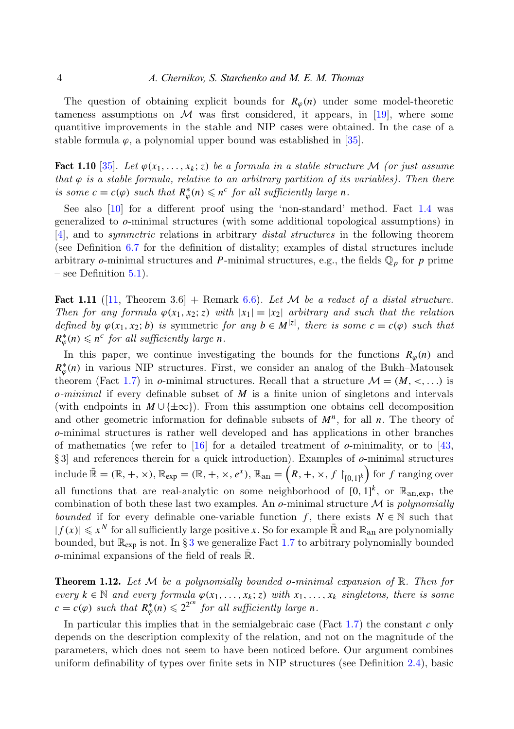The question of obtaining explicit bounds for $R_\varphi(n)$ under some model-theoretic tameness assumptions on $\mathcal{M}$ was first considered, it appears, in [19], where some quantitive improvements in the stable and NIP cases were obtained. In the case of a stable formula $\varphi$, a polynomial upper bound was established in [35].

**Fact 1.10** [35]. *Let $\varphi(x_1, \ldots, x_k; z)$ be a formula in a stable structure $\mathcal{M}$ (or just assume that $\varphi$ is a stable formula, relative to an arbitrary partition of its variables). Then there is some $c = c(\varphi)$ such that $R^*_\varphi(n) \leqslant n^c$ for all sufficiently large $n$.*

See also [10] for a different proof using the 'non-standard' method. Fact 1.4 was generalized to *o*-minimal structures (with some additional topological assumptions) in [4], and to *symmetric* relations in arbitrary *distal structures* in the following theorem (see Definition 6.7 for the definition of distality; examples of distal structures include arbitrary *o*-minimal structures and *P*-minimal structures, e.g., the fields $\mathbb{Q}_p$ for $p$ prime – see Definition 5.1).

**Fact 1.11** ([11, Theorem 3.6] + Remark 6.6). *Let $\mathcal{M}$ be a reduct of a distal structure. Then for any formula $\varphi(x_1, x_2; z)$ with $|x_1| = |x_2|$ arbitrary and such that the relation defined by $\varphi(x_1, x_2; b)$ is* symmetric *for any $b \in M^{|z|}$, there is some $c = c(\varphi)$ such that $R^*_\varphi(n) \leqslant n^c$ for all sufficiently large $n$.*

In this paper, we continue investigating the bounds for the functions $R_\varphi(n)$ and $R^*_\varphi(n)$ in various NIP structures. First, we consider an analog of the Bukh–Matousek theorem (Fact 1.7) in *o*-minimal structures. Recall that a structure $\mathcal{M} = (M, <, \ldots)$ is *o-minimal* if every definable subset of $M$ is a finite union of singletons and intervals (with endpoints in $M \cup \{\pm\infty\}$). From this assumption one obtains cell decomposition and other geometric information for definable subsets of $M^n$, for all $n$. The theory of *o*-minimal structures is rather well developed and has applications in other branches of mathematics (we refer to [16] for a detailed treatment of *o*-minimality, or to [43, § 3] and references therein for a quick introduction). Examples of *o*-minimal structures include $\bar{\mathbb{R}} = (\mathbb{R}, +, \times)$, $\mathbb{R}_{\exp} = (\mathbb{R}, +, \times, e^x)$, $\mathbb{R}_{\text{an}} = \left(R, +, \times, f\restriction_{[0,1]^k}\right)$ for $f$ ranging over all functions that are real-analytic on some neighborhood of $[0, 1]^k$, or $\mathbb{R}_{\text{an,exp}}$, the combination of both these last two examples. An *o*-minimal structure $\mathcal{M}$ is *polynomially bounded* if for every definable one-variable function $f$, there exists $N \in \mathbb{N}$ such that $|f(x)| \leqslant x^N$ for all sufficiently large positive $x$. So for example $\bar{\mathbb{R}}$ and $\mathbb{R}_{\text{an}}$ are polynomially bounded, but $\mathbb{R}_{\exp}$ is not. In § 3 we generalize Fact 1.7 to arbitrary polynomially bounded *o*-minimal expansions of the field of reals $\bar{\mathbb{R}}$.

**Theorem 1.12.** *Let $\mathcal{M}$ be a polynomially bounded o-minimal expansion of $\mathbb{R}$. Then for every $k \in \mathbb{N}$ and every formula $\varphi(x_1, \ldots, x_k; z)$ with $x_1, \ldots, x_k$ singletons, there is some $c = c(\varphi)$ such that $R^*_\varphi(n) \leqslant 2^{2^{cn}}$ for all sufficiently large $n$.*

In particular this implies that in the semialgebraic case (Fact 1.7) the constant $c$ only depends on the description complexity of the relation, and not on the magnitude of the parameters, which does not seem to have been noticed before. Our argument combines uniform definability of types over finite sets in NIP structures (see Definition 2.4), basic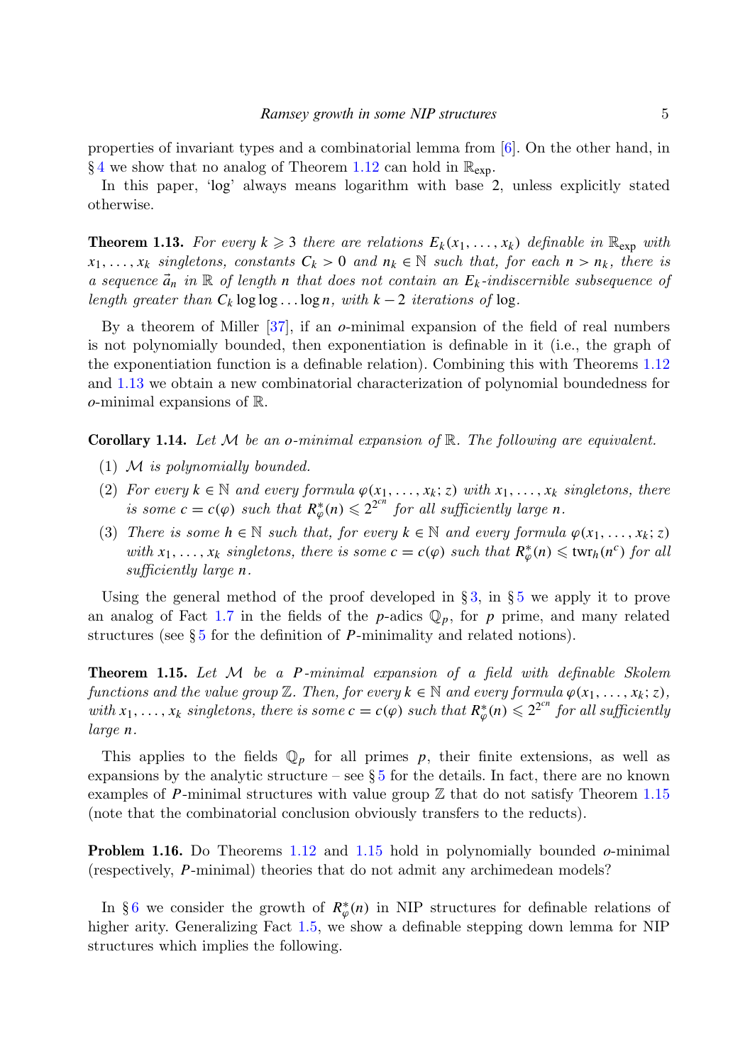properties of invariant types and a combinatorial lemma from [6]. On the other hand, in § 4 we show that no analog of Theorem 1.12 can hold in $\mathbb{R}_{\exp}$.

In this paper, 'log' always means logarithm with base 2, unless explicitly stated otherwise.

**Theorem 1.13.** *For every $k \geqslant 3$ there are relations $E_k(x_1, \dots, x_k)$ definable in $\mathbb{R}_{\exp}$ with $x_1, \dots, x_k$ singletons, constants $C_k > 0$ and $n_k \in \mathbb{N}$ such that, for each $n > n_k$, there is a sequence $\vec{a}_n$ in $\mathbb{R}$ of length $n$ that does not contain an $E_k$-indiscernible subsequence of length greater than $C_k \log\log \dots \log n$, with $k-2$ iterations of* log.

By a theorem of Miller [37], if an *o*-minimal expansion of the field of real numbers is not polynomially bounded, then exponentiation is definable in it (i.e., the graph of the exponentiation function is a definable relation). Combining this with Theorems 1.12 and 1.13 we obtain a new combinatorial characterization of polynomial boundedness for *o*-minimal expansions of $\mathbb{R}$.

**Corollary 1.14.** *Let $\mathcal{M}$ be an o-minimal expansion of $\mathbb{R}$. The following are equivalent.*

1. *$\mathcal{M}$ is polynomially bounded.*
2. *For every $k \in \mathbb{N}$ and every formula $\varphi(x_1, \dots, x_k; z)$ with $x_1, \dots, x_k$ singletons, there is some $c = c(\varphi)$ such that $R^*_\varphi(n) \leqslant 2^{2^{cn}}$ for all sufficiently large $n$.*
3. *There is some $h \in \mathbb{N}$ such that, for every $k \in \mathbb{N}$ and every formula $\varphi(x_1, \dots, x_k; z)$ with $x_1, \dots, x_k$ singletons, there is some $c = c(\varphi)$ such that $R^*_\varphi(n) \leqslant \mathrm{twr}_h(n^c)$ for all sufficiently large $n$.*

Using the general method of the proof developed in § 3, in § 5 we apply it to prove an analog of Fact 1.7 in the fields of the $p$-adics $\mathbb{Q}_p$, for $p$ prime, and many related structures (see § 5 for the definition of $P$-minimality and related notions).

**Theorem 1.15.** *Let $\mathcal{M}$ be a $P$-minimal expansion of a field with definable Skolem functions and the value group $\mathbb{Z}$. Then, for every $k \in \mathbb{N}$ and every formula $\varphi(x_1, \dots, x_k; z)$, with $x_1, \dots, x_k$ singletons, there is some $c = c(\varphi)$ such that $R^*_\varphi(n) \leqslant 2^{2^{cn}}$ for all sufficiently large $n$.*

This applies to the fields $\mathbb{Q}_p$ for all primes $p$, their finite extensions, as well as expansions by the analytic structure – see § 5 for the details. In fact, there are no known examples of $P$-minimal structures with value group $\mathbb{Z}$ that do not satisfy Theorem 1.15 (note that the combinatorial conclusion obviously transfers to the reducts).

**Problem 1.16.** Do Theorems 1.12 and 1.15 hold in polynomially bounded *o*-minimal (respectively, $P$-minimal) theories that do not admit any archimedean models?

In § 6 we consider the growth of $R^*_\varphi(n)$ in NIP structures for definable relations of higher arity. Generalizing Fact 1.5, we show a definable stepping down lemma for NIP structures which implies the following.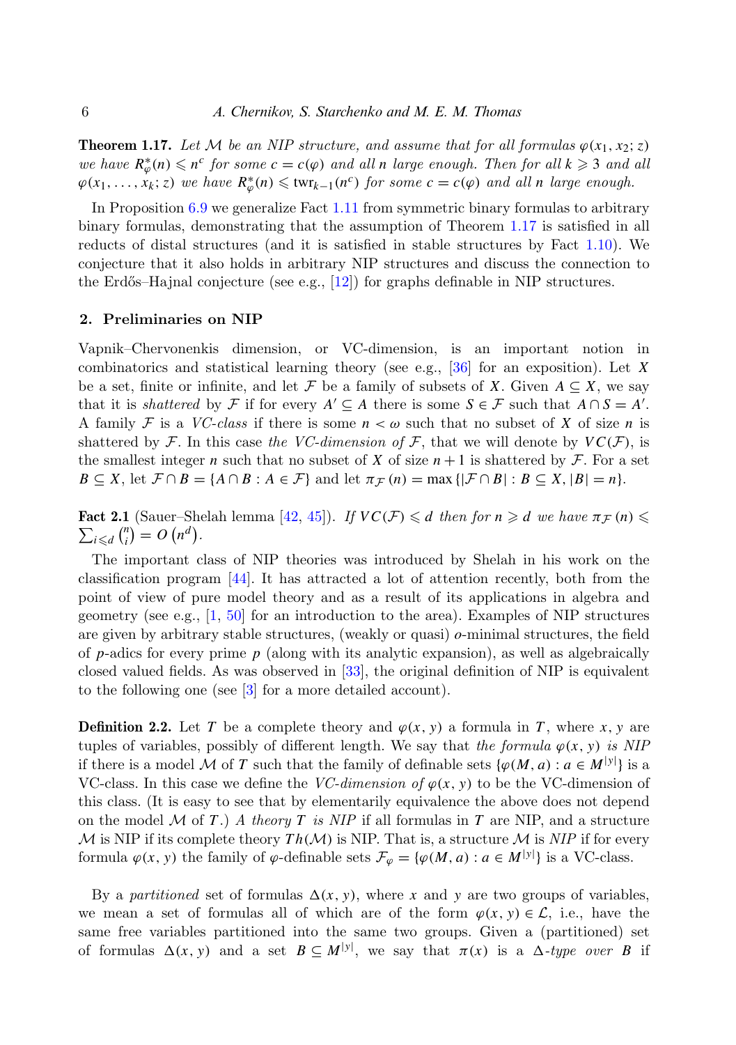**Theorem 1.17.** *Let $\mathcal{M}$ be an NIP structure, and assume that for all formulas $\varphi(x_1, x_2; z)$ we have $R^*_\varphi(n) \leqslant n^c$ for some $c = c(\varphi)$ and all $n$ large enough. Then for all $k \geqslant 3$ and all $\varphi(x_1, \ldots, x_k; z)$ we have $R^*_\varphi(n) \leqslant \mathrm{twr}_{k-1}(n^c)$ for some $c = c(\varphi)$ and all $n$ large enough.*

In Proposition 6.9 we generalize Fact 1.11 from symmetric binary formulas to arbitrary binary formulas, demonstrating that the assumption of Theorem 1.17 is satisfied in all reducts of distal structures (and it is satisfied in stable structures by Fact 1.10). We conjecture that it also holds in arbitrary NIP structures and discuss the connection to the Erdős–Hajnal conjecture (see e.g., [12]) for graphs definable in NIP structures.

## 2. Preliminaries on NIP

Vapnik–Chervonenkis dimension, or VC-dimension, is an important notion in combinatorics and statistical learning theory (see e.g., [36] for an exposition). Let $X$ be a set, finite or infinite, and let $\mathcal{F}$ be a family of subsets of $X$. Given $A \subseteq X$, we say that it is *shattered* by $\mathcal{F}$ if for every $A' \subseteq A$ there is some $S \in \mathcal{F}$ such that $A \cap S = A'$. A family $\mathcal{F}$ is a *VC-class* if there is some $n < \omega$ such that no subset of $X$ of size $n$ is shattered by $\mathcal{F}$. In this case *the VC-dimension of* $\mathcal{F}$, that we will denote by $VC(\mathcal{F})$, is the smallest integer $n$ such that no subset of $X$ of size $n+1$ is shattered by $\mathcal{F}$. For a set $B \subseteq X$, let $\mathcal{F} \cap B = \{A \cap B : A \in \mathcal{F}\}$ and let $\pi_{\mathcal{F}}(n) = \max\{|\mathcal{F} \cap B| : B \subseteq X, |B| = n\}$.

**Fact 2.1** (Sauer–Shelah lemma [42, 45]). *If $VC(\mathcal{F}) \leqslant d$ then for $n \geqslant d$ we have $\pi_{\mathcal{F}}(n) \leqslant \sum_{i \leqslant d} \binom{n}{i} = O(n^d)$.*

The important class of NIP theories was introduced by Shelah in his work on the classification program [44]. It has attracted a lot of attention recently, both from the point of view of pure model theory and as a result of its applications in algebra and geometry (see e.g., [1, 50] for an introduction to the area). Examples of NIP structures are given by arbitrary stable structures, (weakly or quasi) $o$-minimal structures, the field of $p$-adics for every prime $p$ (along with its analytic expansion), as well as algebraically closed valued fields. As was observed in [33], the original definition of NIP is equivalent to the following one (see [3] for a more detailed account).

**Definition 2.2.** Let $T$ be a complete theory and $\varphi(x, y)$ a formula in $T$, where $x, y$ are tuples of variables, possibly of different length. We say that *the formula $\varphi(x, y)$ is NIP* if there is a model $\mathcal{M}$ of $T$ such that the family of definable sets $\{\varphi(M, a) : a \in M^{|y|}\}$ is a VC-class. In this case we define the *VC-dimension of $\varphi(x, y)$* to be the VC-dimension of this class. (It is easy to see that by elementarily equivalence the above does not depend on the model $\mathcal{M}$ of $T$.) *A theory $T$ is NIP* if all formulas in $T$ are NIP, and a structure $\mathcal{M}$ is NIP if its complete theory $Th(\mathcal{M})$ is NIP. That is, a structure $\mathcal{M}$ is *NIP* if for every formula $\varphi(x, y)$ the family of $\varphi$-definable sets $\mathcal{F}_\varphi = \{\varphi(M, a) : a \in M^{|y|}\}$ is a VC-class.

By a *partitioned* set of formulas $\Delta(x, y)$, where $x$ and $y$ are two groups of variables, we mean a set of formulas all of which are of the form $\varphi(x, y) \in \mathcal{L}$, i.e., have the same free variables partitioned into the same two groups. Given a (partitioned) set of formulas $\Delta(x, y)$ and a set $B \subseteq M^{|y|}$, we say that $\pi(x)$ is a *$\Delta$-type over $B$* if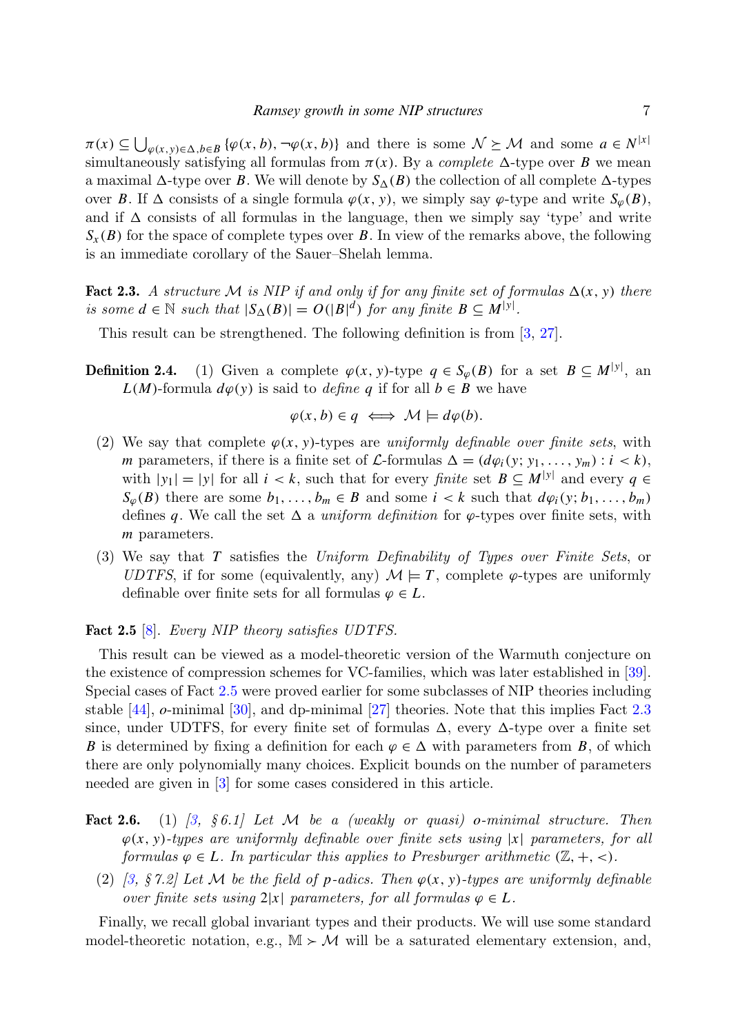$\pi(x) \subseteq \bigcup_{\varphi(x,y) \in \Delta, b \in B} \{\varphi(x,b), \neg\varphi(x,b)\}$ and there is some $\mathcal{N} \succeq \mathcal{M}$ and some $a \in N^{|x|}$ simultaneously satisfying all formulas from $\pi(x)$. By a *complete* $\Delta$-type over $B$ we mean a maximal $\Delta$-type over $B$. We will denote by $S_\Delta(B)$ the collection of all complete $\Delta$-types over $B$. If $\Delta$ consists of a single formula $\varphi(x, y)$, we simply say $\varphi$-type and write $S_\varphi(B)$, and if $\Delta$ consists of all formulas in the language, then we simply say 'type' and write $S_x(B)$ for the space of complete types over $B$. In view of the remarks above, the following is an immediate corollary of the Sauer–Shelah lemma.

**Fact 2.3.** *A structure $\mathcal{M}$ is NIP if and only if for any finite set of formulas $\Delta(x, y)$ there is some $d \in \mathbb{N}$ such that $|S_\Delta(B)| = O(|B|^d)$ for any finite $B \subseteq M^{|y|}$.*

This result can be strengthened. The following definition is from [3, 27].

**Definition 2.4.** (1) Given a complete $\varphi(x, y)$-type $q \in S_\varphi(B)$ for a set $B \subseteq M^{|y|}$, an $L(M)$-formula $d\varphi(y)$ is said to *define* $q$ if for all $b \in B$ we have

$$\varphi(x, b) \in q \iff \mathcal{M} \models d\varphi(b).$$

(2) We say that complete $\varphi(x, y)$-types are *uniformly definable over finite sets*, with $m$ parameters, if there is a finite set of $\mathcal{L}$-formulas $\Delta = (d\varphi_i(y; y_1, \ldots, y_m) : i < k)$, with $|y_1| = |y|$ for all $i < k$, such that for every *finite* set $B \subseteq M^{|y|}$ and every $q \in S_\varphi(B)$ there are some $b_1, \ldots, b_m \in B$ and some $i < k$ such that $d\varphi_i(y; b_1, \ldots, b_m)$ defines $q$. We call the set $\Delta$ a *uniform definition* for $\varphi$-types over finite sets, with $m$ parameters.

(3) We say that $T$ satisfies the *Uniform Definability of Types over Finite Sets*, or *UDTFS*, if for some (equivalently, any) $\mathcal{M} \models T$, complete $\varphi$-types are uniformly definable over finite sets for all formulas $\varphi \in L$.

**Fact 2.5** [8]. *Every NIP theory satisfies UDTFS.*

This result can be viewed as a model-theoretic version of the Warmuth conjecture on the existence of compression schemes for VC-families, which was later established in [39]. Special cases of Fact 2.5 were proved earlier for some subclasses of NIP theories including stable [44], $o$-minimal [30], and dp-minimal [27] theories. Note that this implies Fact 2.3 since, under UDTFS, for every finite set of formulas $\Delta$, every $\Delta$-type over a finite set $B$ is determined by fixing a definition for each $\varphi \in \Delta$ with parameters from $B$, of which there are only polynomially many choices. Explicit bounds on the number of parameters needed are given in [3] for some cases considered in this article.

**Fact 2.6.** (1) *[3, § 6.1] Let $\mathcal{M}$ be a (weakly or quasi) $o$-minimal structure. Then $\varphi(x, y)$-types are uniformly definable over finite sets using $|x|$ parameters, for all formulas $\varphi \in L$. In particular this applies to Presburger arithmetic $(\mathbb{Z}, +, <)$.*

(2) *[3, § 7.2] Let $\mathcal{M}$ be the field of $p$-adics. Then $\varphi(x, y)$-types are uniformly definable over finite sets using $2|x|$ parameters, for all formulas $\varphi \in L$.*

Finally, we recall global invariant types and their products. We will use some standard model-theoretic notation, e.g., $\mathbb{M} \succ \mathcal{M}$ will be a saturated elementary extension, and,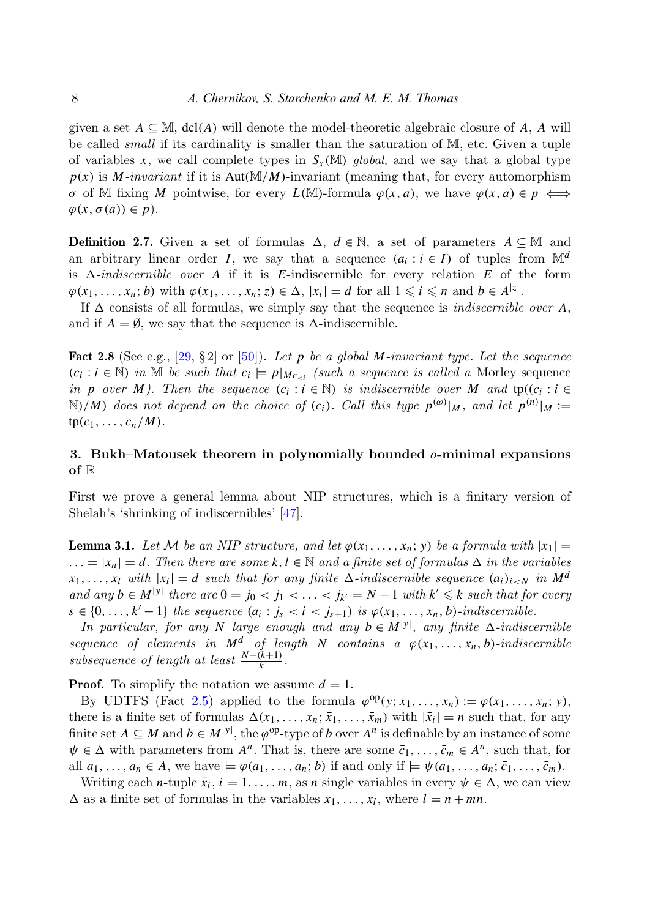given a set $A \subseteq \mathbb{M}$, $\mathrm{dcl}(A)$ will denote the model-theoretic algebraic closure of $A$, $A$ will be called *small* if its cardinality is smaller than the saturation of $\mathbb{M}$, etc. Given a tuple of variables $x$, we call complete types in $S_x(\mathbb{M})$ *global*, and we say that a global type $p(x)$ is $M$*-invariant* if it is $\mathrm{Aut}(\mathbb{M}/M)$-invariant (meaning that, for every automorphism $\sigma$ of $\mathbb{M}$ fixing $M$ pointwise, for every $L(\mathbb{M})$-formula $\varphi(x, a)$, we have $\varphi(x, a) \in p \iff \varphi(x, \sigma(a)) \in p$).

**Definition 2.7.** Given a set of formulas $\Delta$, $d \in \mathbb{N}$, a set of parameters $A \subseteq \mathbb{M}$ and an arbitrary linear order $I$, we say that a sequence $(a_i : i \in I)$ of tuples from $\mathbb{M}^d$ is $\Delta$*-indiscernible over* $A$ if it is $E$-indiscernible for every relation $E$ of the form $\varphi(x_1, \ldots, x_n; b)$ with $\varphi(x_1, \ldots, x_n; z) \in \Delta$, $|x_i| = d$ for all $1 \leqslant i \leqslant n$ and $b \in A^{|z|}$.

If $\Delta$ consists of all formulas, we simply say that the sequence is *indiscernible over* $A$, and if $A = \emptyset$, we say that the sequence is $\Delta$-indiscernible.

**Fact 2.8** (See e.g., [29, § 2] or [50]). *Let $p$ be a global $M$-invariant type. Let the sequence $(c_i : i \in \mathbb{N})$ in $\mathbb{M}$ be such that $c_i \models p|_{Mc_{<i}}$ (such a sequence is called a* Morley sequence *in $p$ over $M$). Then the sequence $(c_i : i \in \mathbb{N})$ is indiscernible over $M$ and $\mathrm{tp}((c_i : i \in \mathbb{N})/M)$ does not depend on the choice of $(c_i)$. Call this type $p^{(\omega)}|_M$, and let $p^{(n)}|_M := \mathrm{tp}(c_1, \ldots, c_n/M)$.*

## 3. Bukh–Matousek theorem in polynomially bounded *o*-minimal expansions of $\mathbb{R}$

First we prove a general lemma about NIP structures, which is a finitary version of Shelah's 'shrinking of indiscernibles' [47].

**Lemma 3.1.** *Let $\mathcal{M}$ be an NIP structure, and let $\varphi(x_1, \ldots, x_n; y)$ be a formula with $|x_1| = \ldots = |x_n| = d$. Then there are some $k, l \in \mathbb{N}$ and a finite set of formulas $\Delta$ in the variables $x_1, \ldots, x_l$ with $|x_i| = d$ such that for any finite $\Delta$-indiscernible sequence $(a_i)_{i<N}$ in $M^d$ and any $b \in M^{|y|}$ there are $0 = j_0 < j_1 < \ldots < j_{k'} = N - 1$ with $k' \leqslant k$ such that for every $s \in \{0, \ldots, k' - 1\}$ the sequence $(a_i : j_s < i < j_{s+1})$ is $\varphi(x_1, \ldots, x_n, b)$-indiscernible.*

*In particular, for any $N$ large enough and any $b \in M^{|y|}$, any finite $\Delta$-indiscernible sequence of elements in $M^d$ of length $N$ contains a $\varphi(x_1, \ldots, x_n, b)$-indiscernible subsequence of length at least $\frac{N-(k+1)}{k}$.*

**Proof.** To simplify the notation we assume $d = 1$.

By UDTFS (Fact 2.5) applied to the formula $\varphi^{\mathrm{op}}(y; x_1, \ldots, x_n) := \varphi(x_1, \ldots, x_n; y)$, there is a finite set of formulas $\Delta(x_1, \ldots, x_n; \bar{x}_1, \ldots, \bar{x}_m)$ with $|\bar{x}_i| = n$ such that, for any finite set $A \subseteq M$ and $b \in M^{|y|}$, the $\varphi^{\mathrm{op}}$-type of $b$ over $A^n$ is definable by an instance of some $\psi \in \Delta$ with parameters from $A^n$. That is, there are some $\bar{c}_1, \ldots, \bar{c}_m \in A^n$, such that, for all $a_1, \ldots, a_n \in A$, we have $\models \varphi(a_1, \ldots, a_n; b)$ if and only if $\models \psi(a_1, \ldots, a_n; \bar{c}_1, \ldots, \bar{c}_m)$.

Writing each $n$-tuple $\bar{x}_i$, $i = 1, \ldots, m$, as $n$ single variables in every $\psi \in \Delta$, we can view $\Delta$ as a finite set of formulas in the variables $x_1, \ldots, x_l$, where $l = n + mn$.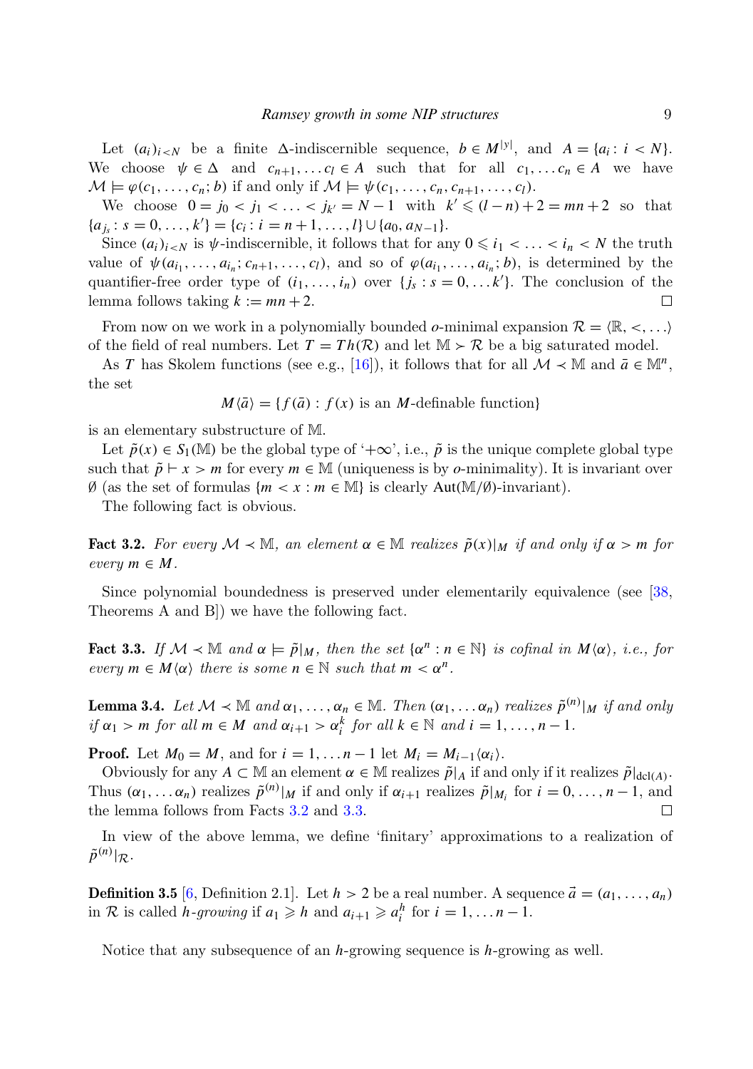Let $(a_i)_{i<N}$ be a finite $\Delta$-indiscernible sequence, $b \in M^{|y|}$, and $A = \{a_i : i < N\}$. We choose $\psi \in \Delta$ and $c_{n+1}, \dots c_l \in A$ such that for all $c_1, \dots c_n \in A$ we have $\mathcal{M} \models \varphi(c_1, \dots, c_n; b)$ if and only if $\mathcal{M} \models \psi(c_1, \dots, c_n, c_{n+1}, \dots, c_l)$.

We choose $0 = j_0 < j_1 < \dots < j_{k'} = N-1$ with $k' \leqslant (l-n)+2 = mn+2$ so that $\{a_{j_s} : s = 0, \dots, k'\} = \{c_i : i = n+1, \dots, l\} \cup \{a_0, a_{N-1}\}$.

Since $(a_i)_{i<N}$ is $\psi$-indiscernible, it follows that for any $0 \leqslant i_1 < \dots < i_n < N$ the truth value of $\psi(a_{i_1}, \dots, a_{i_n}; c_{n+1}, \dots, c_l)$, and so of $\varphi(a_{i_1}, \dots, a_{i_n}; b)$, is determined by the quantifier-free order type of $(i_1, \dots, i_n)$ over $\{j_s : s = 0, \dots k'\}$. The conclusion of the lemma follows taking $k := mn+2$. $\square$

From now on we work in a polynomially bounded $o$-minimal expansion $\mathcal{R} = \langle \mathbb{R}, <, \dots \rangle$ of the field of real numbers. Let $T = Th(\mathcal{R})$ and let $\mathbb{M} \succ \mathcal{R}$ be a big saturated model.

As $T$ has Skolem functions (see e.g., [16]), it follows that for all $\mathcal{M} \prec \mathbb{M}$ and $\bar{a} \in \mathbb{M}^n$, the set

$$M\langle \bar{a} \rangle = \{f(\bar{a}) : f(x) \text{ is an } M\text{-definable function}\}$$

is an elementary substructure of $\mathbb{M}$.

Let $\tilde{p}(x) \in S_1(\mathbb{M})$ be the global type of '$+\infty$', i.e., $\tilde{p}$ is the unique complete global type such that $\tilde{p} \vdash x > m$ for every $m \in \mathbb{M}$ (uniqueness is by $o$-minimality). It is invariant over $\emptyset$ (as the set of formulas $\{m < x : m \in \mathbb{M}\}$ is clearly $\mathrm{Aut}(\mathbb{M}/\emptyset)$-invariant).

The following fact is obvious.

**Fact 3.2.** *For every $\mathcal{M} \prec \mathbb{M}$, an element $\alpha \in \mathbb{M}$ realizes $\tilde{p}(x)|_M$ if and only if $\alpha > m$ for every $m \in M$.*

Since polynomial boundedness is preserved under elementarily equivalence (see [38, Theorems A and B]) we have the following fact.

**Fact 3.3.** *If $\mathcal{M} \prec \mathbb{M}$ and $\alpha \models \tilde{p}|_M$, then the set $\{\alpha^n : n \in \mathbb{N}\}$ is cofinal in $M\langle \alpha \rangle$, i.e., for every $m \in M\langle \alpha \rangle$ there is some $n \in \mathbb{N}$ such that $m < \alpha^n$.*

**Lemma 3.4.** *Let $\mathcal{M} \prec \mathbb{M}$ and $\alpha_1, \dots, \alpha_n \in \mathbb{M}$. Then $(\alpha_1, \dots \alpha_n)$ realizes $\tilde{p}^{(n)}|_M$ if and only if $\alpha_1 > m$ for all $m \in M$ and $\alpha_{i+1} > \alpha_i^k$ for all $k \in \mathbb{N}$ and $i = 1, \dots, n-1$.*

**Proof.** Let $M_0 = M$, and for $i = 1, \dots n-1$ let $M_i = M_{i-1}\langle \alpha_i \rangle$.

Obviously for any $A \subset \mathbb{M}$ an element $\alpha \in \mathbb{M}$ realizes $\tilde{p}|_A$ if and only if it realizes $\tilde{p}|_{\mathrm{dcl}(A)}$. Thus $(\alpha_1, \dots \alpha_n)$ realizes $\tilde{p}^{(n)}|_M$ if and only if $\alpha_{i+1}$ realizes $\tilde{p}|_{M_i}$ for $i = 0, \dots, n-1$, and the lemma follows from Facts 3.2 and 3.3. $\square$

In view of the above lemma, we define 'finitary' approximations to a realization of $\tilde{p}^{(n)}|_{\mathcal{R}}$.

**Definition 3.5** [6, Definition 2.1]. Let $h > 2$ be a real number. A sequence $\vec{a} = (a_1, \dots, a_n)$ in $\mathcal{R}$ is called *$h$-growing* if $a_1 \geqslant h$ and $a_{i+1} \geqslant a_i^h$ for $i = 1, \dots n-1$.

Notice that any subsequence of an $h$-growing sequence is $h$-growing as well.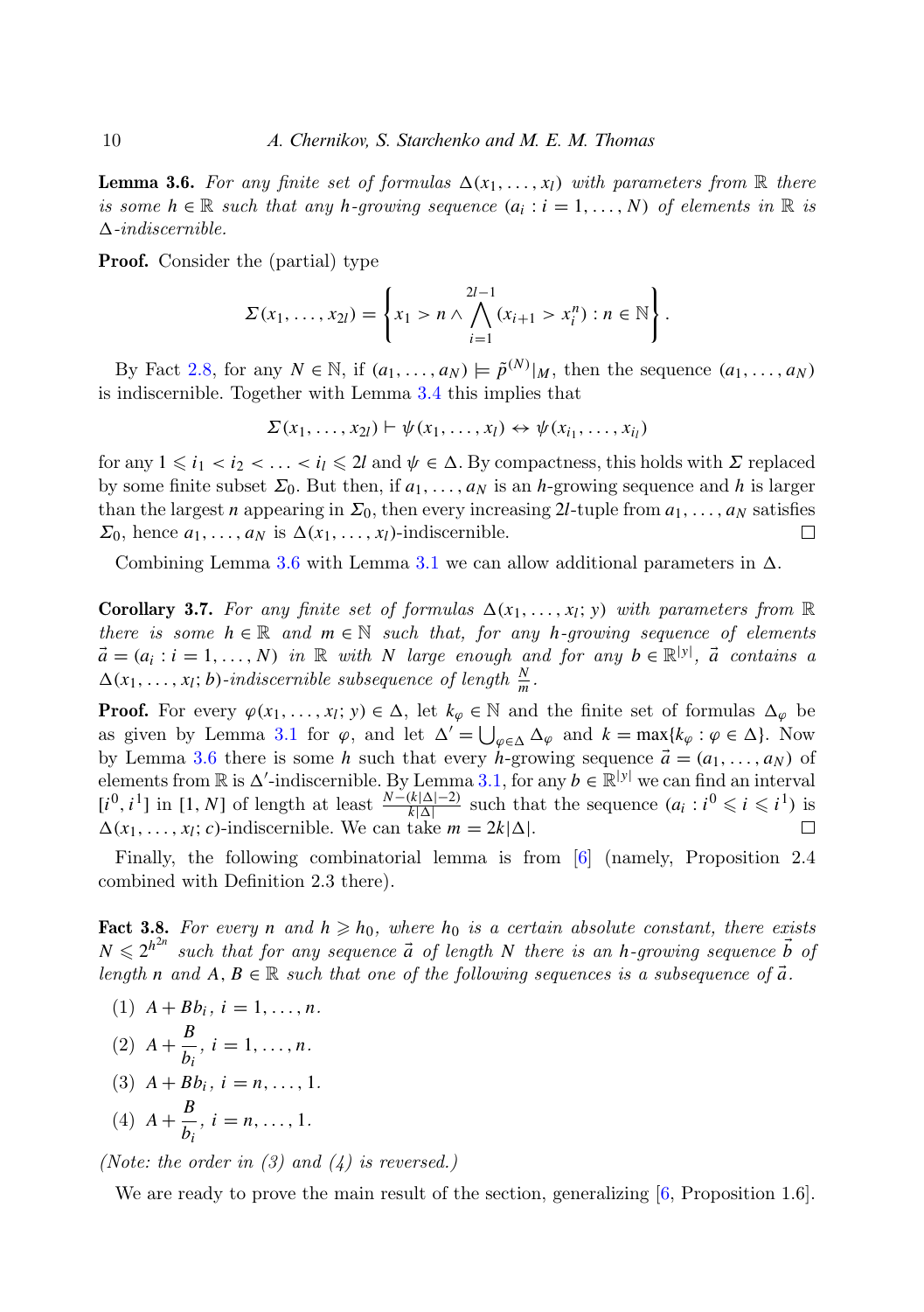**Lemma 3.6.** *For any finite set of formulas $\Delta(x_1, \ldots, x_l)$ with parameters from $\mathbb{R}$ there is some $h \in \mathbb{R}$ such that any $h$-growing sequence $(a_i : i = 1, \ldots, N)$ of elements in $\mathbb{R}$ is $\Delta$-indiscernible.*

**Proof.** Consider the (partial) type

$$\Sigma(x_1, \ldots, x_{2l}) = \left\{ x_1 > n \wedge \bigwedge_{i=1}^{2l-1} (x_{i+1} > x_i^n) : n \in \mathbb{N} \right\}.$$

By Fact 2.8, for any $N \in \mathbb{N}$, if $(a_1, \ldots, a_N) \models \tilde{p}^{(N)}|_M$, then the sequence $(a_1, \ldots, a_N)$ is indiscernible. Together with Lemma 3.4 this implies that

$$\Sigma(x_1, \ldots, x_{2l}) \vdash \psi(x_1, \ldots, x_l) \leftrightarrow \psi(x_{i_1}, \ldots, x_{i_l})$$

for any $1 \leqslant i_1 < i_2 < \ldots < i_l \leqslant 2l$ and $\psi \in \Delta$. By compactness, this holds with $\Sigma$ replaced by some finite subset $\Sigma_0$. But then, if $a_1, \ldots, a_N$ is an $h$-growing sequence and $h$ is larger than the largest $n$ appearing in $\Sigma_0$, then every increasing $2l$-tuple from $a_1, \ldots, a_N$ satisfies $\Sigma_0$, hence $a_1, \ldots, a_N$ is $\Delta(x_1, \ldots, x_l)$-indiscernible. $\square$

Combining Lemma 3.6 with Lemma 3.1 we can allow additional parameters in $\Delta$.

**Corollary 3.7.** *For any finite set of formulas $\Delta(x_1, \ldots, x_l; y)$ with parameters from $\mathbb{R}$ there is some $h \in \mathbb{R}$ and $m \in \mathbb{N}$ such that, for any $h$-growing sequence of elements $\vec{a} = (a_i : i = 1, \ldots, N)$ in $\mathbb{R}$ with $N$ large enough and for any $b \in \mathbb{R}^{|y|}$, $\vec{a}$ contains a $\Delta(x_1, \ldots, x_l; b)$-indiscernible subsequence of length $\frac{N}{m}$.*

**Proof.** For every $\varphi(x_1, \ldots, x_l; y) \in \Delta$, let $k_\varphi \in \mathbb{N}$ and the finite set of formulas $\Delta_\varphi$ be as given by Lemma 3.1 for $\varphi$, and let $\Delta' = \bigcup_{\varphi \in \Delta} \Delta_\varphi$ and $k = \max\{k_\varphi : \varphi \in \Delta\}$. Now by Lemma 3.6 there is some $h$ such that every $h$-growing sequence $\vec{a} = (a_1, \ldots, a_N)$ of elements from $\mathbb{R}$ is $\Delta'$-indiscernible. By Lemma 3.1, for any $b \in \mathbb{R}^{|y|}$ we can find an interval $[i^0, i^1]$ in $[1, N]$ of length at least $\frac{N-(k|\Delta|-2)}{k|\Delta|}$ such that the sequence $(a_i : i^0 \leqslant i \leqslant i^1)$ is $\Delta(x_1, \ldots, x_l; c)$-indiscernible. We can take $m = 2k|\Delta|$. $\square$

Finally, the following combinatorial lemma is from [6] (namely, Proposition 2.4 combined with Definition 2.3 there).

**Fact 3.8.** *For every $n$ and $h \geqslant h_0$, where $h_0$ is a certain absolute constant, there exists $N \leqslant 2^{h^{2n}}$ such that for any sequence $\vec{a}$ of length $N$ there is an $h$-growing sequence $\vec{b}$ of length $n$ and $A, B \in \mathbb{R}$ such that one of the following sequences is a subsequence of $\vec{a}$.*

1. $A + Bb_i$, $i = 1, \ldots, n$.
2. $A + \dfrac{B}{b_i}$, $i = 1, \ldots, n$.
3. $A + Bb_i$, $i = n, \ldots, 1$.
4. $A + \dfrac{B}{b_i}$, $i = n, \ldots, 1$.

*(Note: the order in (3) and (4) is reversed.)*

We are ready to prove the main result of the section, generalizing [6, Proposition 1.6].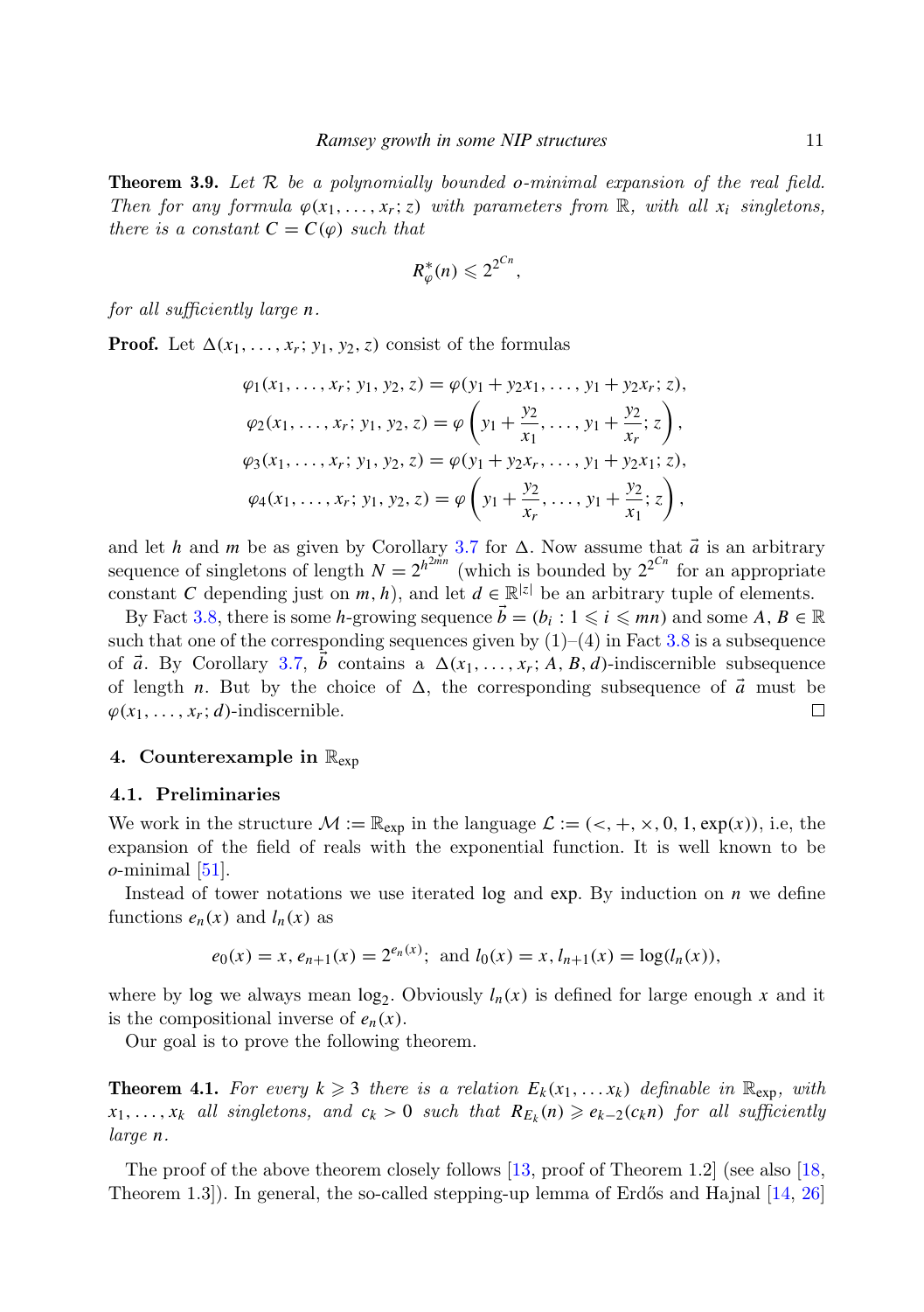**Theorem 3.9.** *Let $\mathcal{R}$ be a polynomially bounded o-minimal expansion of the real field. Then for any formula $\varphi(x_1, \ldots, x_r; z)$ with parameters from $\mathbb{R}$, with all $x_i$ singletons, there is a constant $C = C(\varphi)$ such that*

$$R^*_\varphi(n) \leqslant 2^{2^{Cn}},$$

*for all sufficiently large $n$.*

**Proof.** Let $\Delta(x_1, \ldots, x_r; y_1, y_2, z)$ consist of the formulas

$$\varphi_1(x_1, \ldots, x_r; y_1, y_2, z) = \varphi(y_1 + y_2 x_1, \ldots, y_1 + y_2 x_r; z),$$
$$\varphi_2(x_1, \ldots, x_r; y_1, y_2, z) = \varphi\left(y_1 + \frac{y_2}{x_1}, \ldots, y_1 + \frac{y_2}{x_r}; z\right),$$
$$\varphi_3(x_1, \ldots, x_r; y_1, y_2, z) = \varphi(y_1 + y_2 x_r, \ldots, y_1 + y_2 x_1; z),$$
$$\varphi_4(x_1, \ldots, x_r; y_1, y_2, z) = \varphi\left(y_1 + \frac{y_2}{x_r}, \ldots, y_1 + \frac{y_2}{x_1}; z\right),$$

and let $h$ and $m$ be as given by Corollary 3.7 for $\Delta$. Now assume that $\vec{a}$ is an arbitrary sequence of singletons of length $N = 2^{h^{2mn}}$ (which is bounded by $2^{2^{Cn}}$ for an appropriate constant $C$ depending just on $m, h$), and let $d \in \mathbb{R}^{|z|}$ be an arbitrary tuple of elements.

By Fact 3.8, there is some $h$-growing sequence $\vec{b} = (b_i : 1 \leqslant i \leqslant mn)$ and some $A, B \in \mathbb{R}$ such that one of the corresponding sequences given by (1)–(4) in Fact 3.8 is a subsequence of $\vec{a}$. By Corollary 3.7, $\vec{b}$ contains a $\Delta(x_1, \ldots, x_r; A, B, d)$-indiscernible subsequence of length $n$. But by the choice of $\Delta$, the corresponding subsequence of $\vec{a}$ must be $\varphi(x_1, \ldots, x_r; d)$-indiscernible. $\square$

## 4. Counterexample in $\mathbb{R}_{\exp}$

### 4.1. Preliminaries

We work in the structure $\mathcal{M} := \mathbb{R}_{\exp}$ in the language $\mathcal{L} := (<, +, \times, 0, 1, \exp(x))$, i.e, the expansion of the field of reals with the exponential function. It is well known to be $o$-minimal [51].

Instead of tower notations we use iterated log and exp. By induction on $n$ we define functions $e_n(x)$ and $l_n(x)$ as

$$e_0(x) = x, e_{n+1}(x) = 2^{e_n(x)}; \text{ and } l_0(x) = x, l_{n+1}(x) = \log(l_n(x)),$$

where by log we always mean $\log_2$. Obviously $l_n(x)$ is defined for large enough $x$ and it is the compositional inverse of $e_n(x)$.

Our goal is to prove the following theorem.

**Theorem 4.1.** *For every $k \geqslant 3$ there is a relation $E_k(x_1, \ldots x_k)$ definable in $\mathbb{R}_{\exp}$, with $x_1, \ldots, x_k$ all singletons, and $c_k > 0$ such that $R_{E_k}(n) \geqslant e_{k-2}(c_k n)$ for all sufficiently large $n$.*

The proof of the above theorem closely follows [13, proof of Theorem 1.2] (see also [18, Theorem 1.3]). In general, the so-called stepping-up lemma of Erdős and Hajnal [14, 26]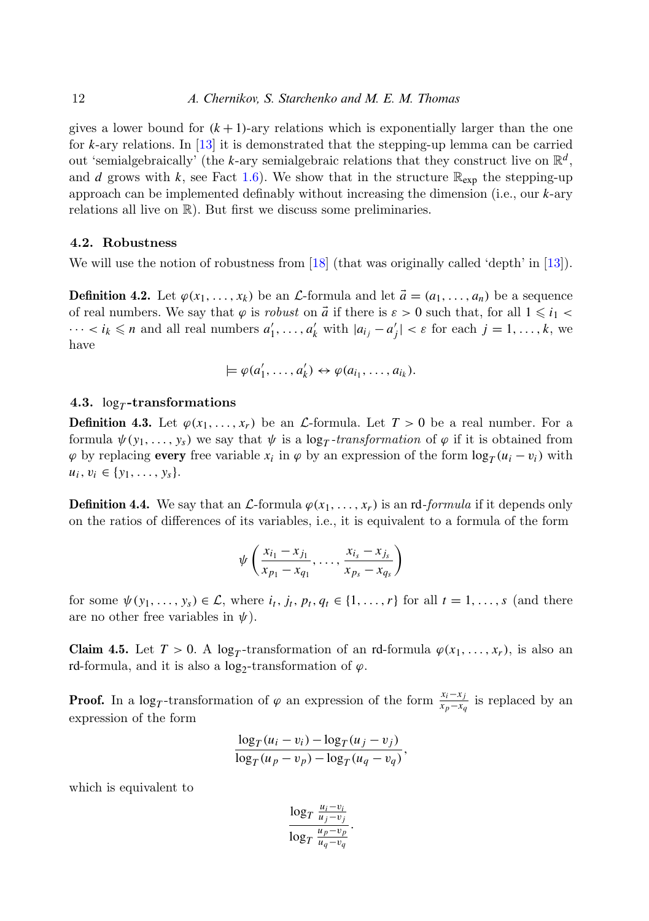gives a lower bound for $(k+1)$-ary relations which is exponentially larger than the one for $k$-ary relations. In [13] it is demonstrated that the stepping-up lemma can be carried out 'semialgebraically' (the $k$-ary semialgebraic relations that they construct live on $\mathbb{R}^d$, and $d$ grows with $k$, see Fact 1.6). We show that in the structure $\mathbb{R}_{\text{exp}}$ the stepping-up approach can be implemented definably without increasing the dimension (i.e., our $k$-ary relations all live on $\mathbb{R}$). But first we discuss some preliminaries.

### 4.2. Robustness

We will use the notion of robustness from [18] (that was originally called 'depth' in [13]).

**Definition 4.2.** Let $\varphi(x_1, \ldots, x_k)$ be an $\mathcal{L}$-formula and let $\vec{a} = (a_1, \ldots, a_n)$ be a sequence of real numbers. We say that $\varphi$ is *robust* on $\vec{a}$ if there is $\varepsilon > 0$ such that, for all $1 \leqslant i_1 < \cdots < i_k \leqslant n$ and all real numbers $a'_1, \ldots, a'_k$ with $|a_{i_j} - a'_j| < \varepsilon$ for each $j = 1, \ldots, k$, we have

$$\models \varphi(a'_1, \ldots, a'_k) \leftrightarrow \varphi(a_{i_1}, \ldots, a_{i_k}).$$

### 4.3. $\log_T$-transformations

**Definition 4.3.** Let $\varphi(x_1, \ldots, x_r)$ be an $\mathcal{L}$-formula. Let $T > 0$ be a real number. For a formula $\psi(y_1, \ldots, y_s)$ we say that $\psi$ is a $\log_T$*-transformation* of $\varphi$ if it is obtained from $\varphi$ by replacing **every** free variable $x_i$ in $\varphi$ by an expression of the form $\log_T(u_i - v_i)$ with $u_i, v_i \in \{y_1, \ldots, y_s\}$.

**Definition 4.4.** We say that an $\mathcal{L}$-formula $\varphi(x_1, \ldots, x_r)$ is an rd*-formula* if it depends only on the ratios of differences of its variables, i.e., it is equivalent to a formula of the form

$$\psi\left(\frac{x_{i_1} - x_{j_1}}{x_{p_1} - x_{q_1}}, \ldots, \frac{x_{i_s} - x_{j_s}}{x_{p_s} - x_{q_s}}\right)$$

for some $\psi(y_1, \ldots, y_s) \in \mathcal{L}$, where $i_t, j_t, p_t, q_t \in \{1, \ldots, r\}$ for all $t = 1, \ldots, s$ (and there are no other free variables in $\psi$).

**Claim 4.5.** Let $T > 0$. A $\log_T$-transformation of an rd-formula $\varphi(x_1, \ldots, x_r)$, is also an rd-formula, and it is also a $\log_2$-transformation of $\varphi$.

**Proof.** In a $\log_T$-transformation of $\varphi$ an expression of the form $\frac{x_i - x_j}{x_p - x_q}$ is replaced by an expression of the form

$$\frac{\log_T(u_i - v_i) - \log_T(u_j - v_j)}{\log_T(u_p - v_p) - \log_T(u_q - v_q)},$$

which is equivalent to

$$\frac{\log_T \frac{u_i - v_i}{u_j - v_j}}{\log_T \frac{u_p - v_p}{u_q - v_q}}.$$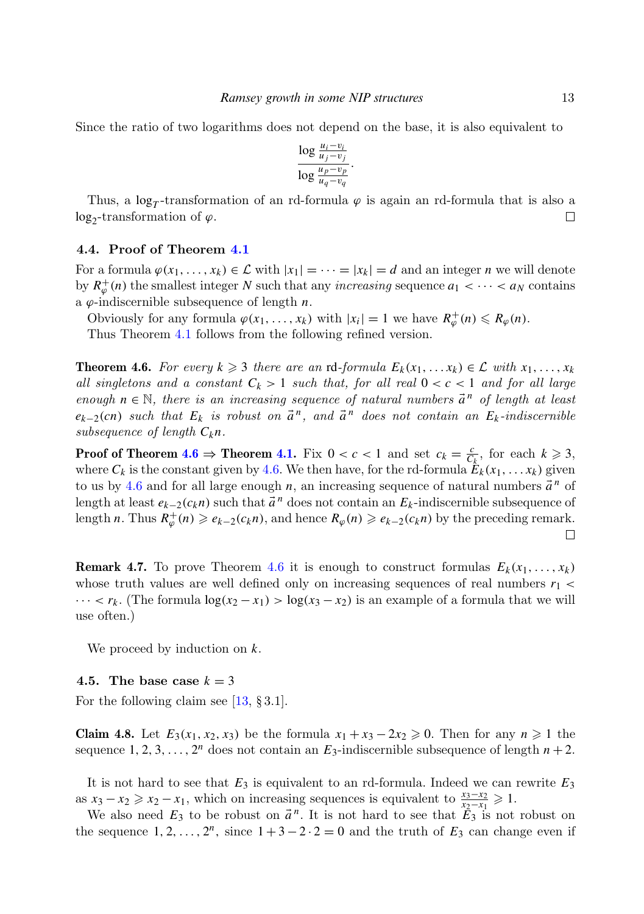Since the ratio of two logarithms does not depend on the base, it is also equivalent to

$$\frac{\log \frac{u_i - v_i}{u_j - v_j}}{\log \frac{u_p - v_p}{u_q - v_q}}.$$

Thus, a $\log_T$-transformation of an rd-formula $\varphi$ is again an rd-formula that is also a $\log_2$-transformation of $\varphi$. ☐

### 4.4. Proof of Theorem 4.1

For a formula $\varphi(x_1, \dots, x_k) \in \mathcal{L}$ with $|x_1| = \cdots = |x_k| = d$ and an integer $n$ we will denote by $R^+_\varphi(n)$ the smallest integer $N$ such that any *increasing* sequence $a_1 < \cdots < a_N$ contains a $\varphi$-indiscernible subsequence of length $n$.

Obviously for any formula $\varphi(x_1, \dots, x_k)$ with $|x_i| = 1$ we have $R^+_\varphi(n) \leqslant R_\varphi(n)$.

Thus Theorem 4.1 follows from the following refined version.

**Theorem 4.6.** *For every $k \geqslant 3$ there are an* rd*-formula $E_k(x_1, \dots x_k) \in \mathcal{L}$ with $x_1, \dots, x_k$ all singletons and a constant $C_k > 1$ such that, for all real $0 < c < 1$ and for all large enough $n \in \mathbb{N}$, there is an increasing sequence of natural numbers $\vec{a}^{\,n}$ of length at least $e_{k-2}(cn)$ such that $E_k$ is robust on $\vec{a}^{\,n}$, and $\vec{a}^{\,n}$ does not contain an $E_k$-indiscernible subsequence of length $C_k n$.*

**Proof of Theorem 4.6 ⇒ Theorem 4.1.** Fix $0 < c < 1$ and set $c_k = \frac{c}{C_k}$, for each $k \geqslant 3$, where $C_k$ is the constant given by 4.6. We then have, for the rd-formula $E_k(x_1, \dots x_k)$ given to us by 4.6 and for all large enough $n$, an increasing sequence of natural numbers $\vec{a}^{\,n}$ of length at least $e_{k-2}(c_k n)$ such that $\vec{a}^{\,n}$ does not contain an $E_k$-indiscernible subsequence of length $n$. Thus $R^+_\varphi(n) \geqslant e_{k-2}(c_k n)$, and hence $R_\varphi(n) \geqslant e_{k-2}(c_k n)$ by the preceding remark. ☐

**Remark 4.7.** To prove Theorem 4.6 it is enough to construct formulas $E_k(x_1, \dots, x_k)$ whose truth values are well defined only on increasing sequences of real numbers $r_1 < \cdots < r_k$. (The formula $\log(x_2 - x_1) > \log(x_3 - x_2)$ is an example of a formula that we will use often.)

We proceed by induction on $k$.

### 4.5. The base case $k = 3$

For the following claim see [13, § 3.1].

**Claim 4.8.** Let $E_3(x_1, x_2, x_3)$ be the formula $x_1 + x_3 - 2x_2 \geqslant 0$. Then for any $n \geqslant 1$ the sequence $1, 2, 3, \dots, 2^n$ does not contain an $E_3$-indiscernible subsequence of length $n + 2$.

It is not hard to see that $E_3$ is equivalent to an rd-formula. Indeed we can rewrite $E_3$ as $x_3 - x_2 \geqslant x_2 - x_1$, which on increasing sequences is equivalent to $\frac{x_3 - x_2}{x_2 - x_1} \geqslant 1$.

We also need $E_3$ to be robust on $\vec{a}^{\,n}$. It is not hard to see that $E_3$ is not robust on the sequence $1, 2, \dots, 2^n$, since $1 + 3 - 2 \cdot 2 = 0$ and the truth of $E_3$ can change even if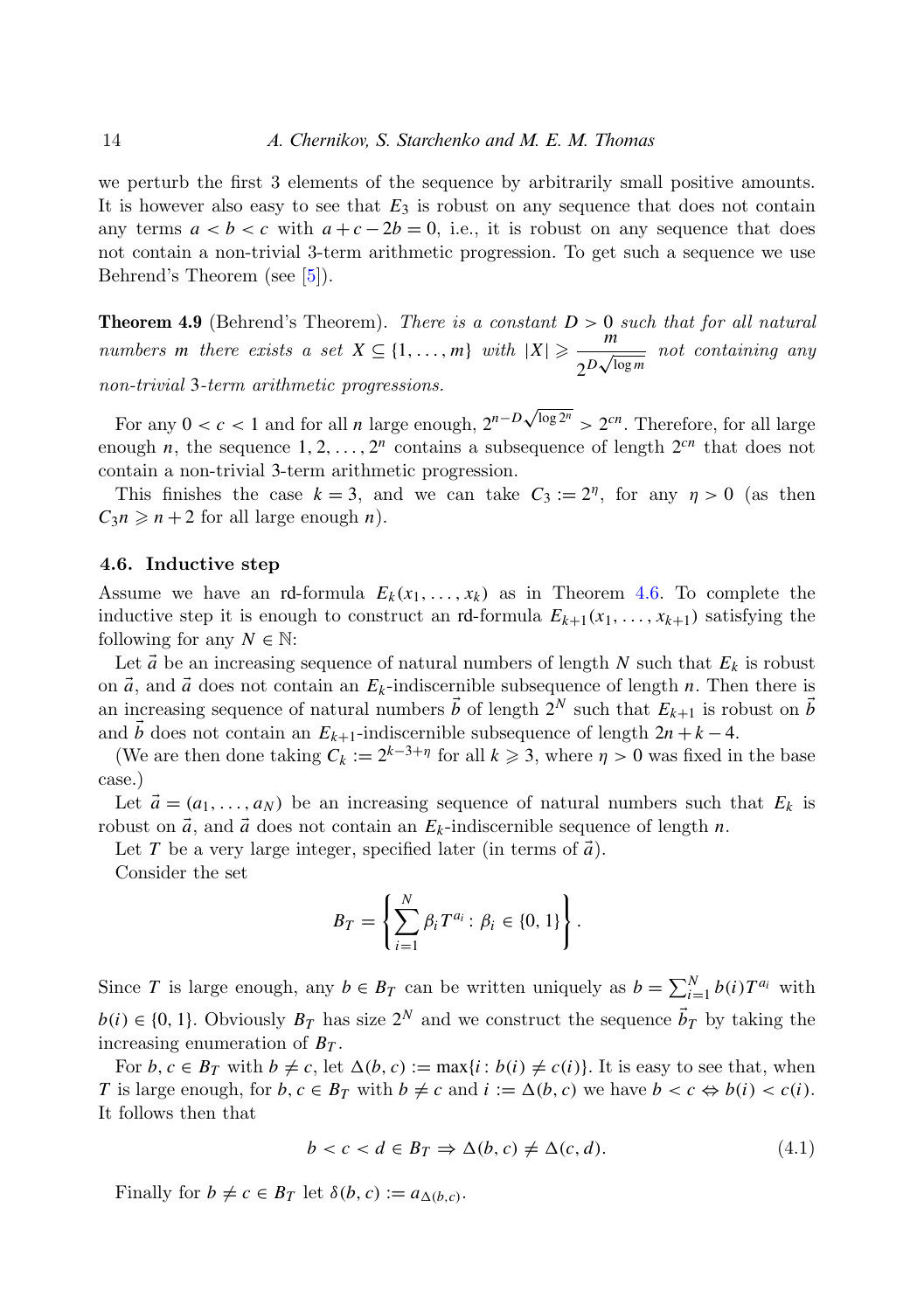we perturb the first 3 elements of the sequence by arbitrarily small positive amounts. It is however also easy to see that $E_3$ is robust on any sequence that does not contain any terms $a < b < c$ with $a + c - 2b = 0$, i.e., it is robust on any sequence that does not contain a non-trivial 3-term arithmetic progression. To get such a sequence we use Behrend's Theorem (see [5]).

**Theorem 4.9** (Behrend's Theorem). *There is a constant $D > 0$ such that for all natural numbers $m$ there exists a set $X \subseteq \{1, \ldots, m\}$ with $|X| \geqslant \dfrac{m}{2^{D\sqrt{\log m}}}$ not containing any non-trivial 3-term arithmetic progressions.*

For any $0 < c < 1$ and for all $n$ large enough, $2^{n - D\sqrt{\log 2^n}} > 2^{cn}$. Therefore, for all large enough $n$, the sequence $1, 2, \ldots, 2^n$ contains a subsequence of length $2^{cn}$ that does not contain a non-trivial 3-term arithmetic progression.

This finishes the case $k = 3$, and we can take $C_3 := 2^\eta$, for any $\eta > 0$ (as then $C_3 n \geqslant n + 2$ for all large enough $n$).

### 4.6. Inductive step

Assume we have an rd-formula $E_k(x_1, \ldots, x_k)$ as in Theorem 4.6. To complete the inductive step it is enough to construct an rd-formula $E_{k+1}(x_1, \ldots, x_{k+1})$ satisfying the following for any $N \in \mathbb{N}$:

Let $\vec{a}$ be an increasing sequence of natural numbers of length $N$ such that $E_k$ is robust on $\vec{a}$, and $\vec{a}$ does not contain an $E_k$-indiscernible subsequence of length $n$. Then there is an increasing sequence of natural numbers $\vec{b}$ of length $2^N$ such that $E_{k+1}$ is robust on $\vec{b}$ and $\vec{b}$ does not contain an $E_{k+1}$-indiscernible subsequence of length $2n + k - 4$.

(We are then done taking $C_k := 2^{k-3+\eta}$ for all $k \geqslant 3$, where $\eta > 0$ was fixed in the base case.)

Let $\vec{a} = (a_1, \ldots, a_N)$ be an increasing sequence of natural numbers such that $E_k$ is robust on $\vec{a}$, and $\vec{a}$ does not contain an $E_k$-indiscernible sequence of length $n$.

Let $T$ be a very large integer, specified later (in terms of $\vec{a}$).

Consider the set

$$B_T = \left\{ \sum_{i=1}^{N} \beta_i T^{a_i} : \beta_i \in \{0, 1\} \right\}.$$

Since $T$ is large enough, any $b \in B_T$ can be written uniquely as $b = \sum_{i=1}^{N} b(i) T^{a_i}$ with $b(i) \in \{0, 1\}$. Obviously $B_T$ has size $2^N$ and we construct the sequence $\vec{b}_T$ by taking the increasing enumeration of $B_T$.

For $b, c \in B_T$ with $b \neq c$, let $\Delta(b, c) := \max\{i : b(i) \neq c(i)\}$. It is easy to see that, when $T$ is large enough, for $b, c \in B_T$ with $b \neq c$ and $i := \Delta(b, c)$ we have $b < c \Leftrightarrow b(i) < c(i)$. It follows then that

$$b < c < d \in B_T \Rightarrow \Delta(b, c) \neq \Delta(c, d). \tag{4.1}$$

Finally for $b \neq c \in B_T$ let $\delta(b, c) := a_{\Delta(b,c)}$.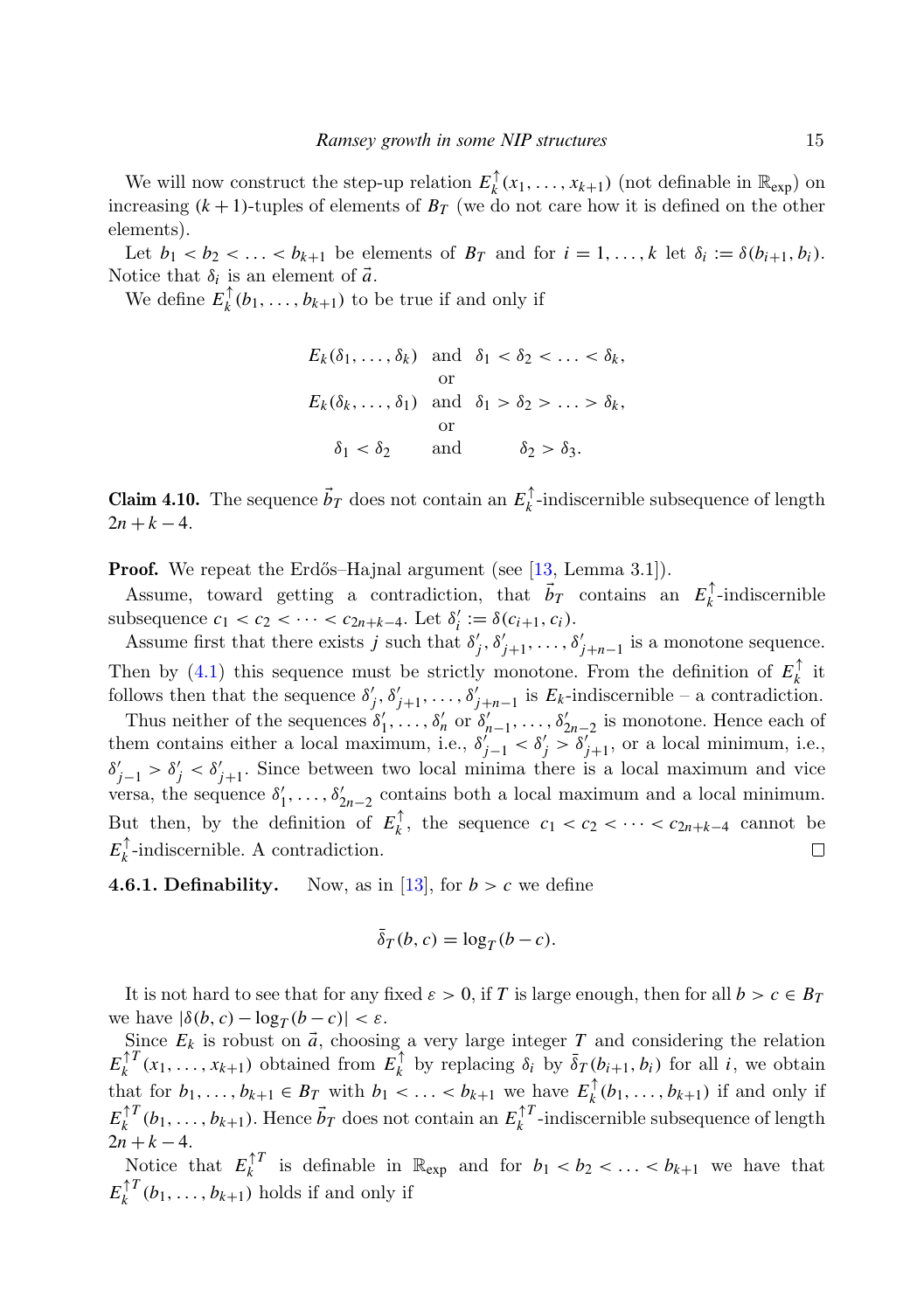We will now construct the step-up relation $E_k^{\uparrow}(x_1, \ldots, x_{k+1})$ (not definable in $\mathbb{R}_{\exp}$) on increasing $(k+1)$-tuples of elements of $B_T$ (we do not care how it is defined on the other elements).

Let $b_1 < b_2 < \ldots < b_{k+1}$ be elements of $B_T$ and for $i = 1, \ldots, k$ let $\delta_i := \delta(b_{i+1}, b_i)$. Notice that $\delta_i$ is an element of $\vec{a}$.

We define $E_k^{\uparrow}(b_1, \ldots, b_{k+1})$ to be true if and only if

$$
\begin{array}{ccc}
E_k(\delta_1, \ldots, \delta_k) & \text{and} & \delta_1 < \delta_2 < \ldots < \delta_k, \\
 & \text{or} & \\
E_k(\delta_k, \ldots, \delta_1) & \text{and} & \delta_1 > \delta_2 > \ldots > \delta_k, \\
 & \text{or} & \\
\delta_1 < \delta_2 & \text{and} & \delta_2 > \delta_3.
\end{array}
$$

**Claim 4.10.** The sequence $\vec{b}_T$ does not contain an $E_k^{\uparrow}$-indiscernible subsequence of length $2n + k - 4$.

**Proof.** We repeat the Erdős–Hajnal argument (see [13, Lemma 3.1]).

Assume, toward getting a contradiction, that $\vec{b}_T$ contains an $E_k^{\uparrow}$-indiscernible subsequence $c_1 < c_2 < \cdots < c_{2n+k-4}$. Let $\delta'_i := \delta(c_{i+1}, c_i)$.

Assume first that there exists $j$ such that $\delta'_j, \delta'_{j+1}, \ldots, \delta'_{j+n-1}$ is a monotone sequence. Then by (4.1) this sequence must be strictly monotone. From the definition of $E_k^{\uparrow}$ it follows then that the sequence $\delta'_j, \delta'_{j+1}, \ldots, \delta'_{j+n-1}$ is $E_k$-indiscernible – a contradiction.

Thus neither of the sequences $\delta'_1, \ldots, \delta'_n$ or $\delta'_{n-1}, \ldots, \delta'_{2n-2}$ is monotone. Hence each of them contains either a local maximum, i.e., $\delta'_{j-1} < \delta'_j > \delta'_{j+1}$, or a local minimum, i.e., $\delta'_{j-1} > \delta'_j < \delta'_{j+1}$. Since between two local minima there is a local maximum and vice versa, the sequence $\delta'_1, \ldots, \delta'_{2n-2}$ contains both a local maximum and a local minimum. But then, by the definition of $E_k^{\uparrow}$, the sequence $c_1 < c_2 < \cdots < c_{2n+k-4}$ cannot be $E_k^{\uparrow}$-indiscernible. A contradiction. $\square$

**4.6.1. Definability.** Now, as in [13], for $b > c$ we define

$$\bar{\delta}_T(b, c) = \log_T(b - c).$$

It is not hard to see that for any fixed $\varepsilon > 0$, if $T$ is large enough, then for all $b > c \in B_T$ we have $|\delta(b, c) - \log_T(b - c)| < \varepsilon$.

Since $E_k$ is robust on $\vec{a}$, choosing a very large integer $T$ and considering the relation $E_k^{\uparrow T}(x_1, \ldots, x_{k+1})$ obtained from $E_k^{\uparrow}$ by replacing $\delta_i$ by $\bar{\delta}_T(b_{i+1}, b_i)$ for all $i$, we obtain that for $b_1, \ldots, b_{k+1} \in B_T$ with $b_1 < \ldots < b_{k+1}$ we have $E_k^{\uparrow}(b_1, \ldots, b_{k+1})$ if and only if $E_k^{\uparrow T}(b_1, \ldots, b_{k+1})$. Hence $\vec{b}_T$ does not contain an $E_k^{\uparrow T}$-indiscernible subsequence of length $2n + k - 4$.

Notice that $E_k^{\uparrow T}$ is definable in $\mathbb{R}_{\exp}$ and for $b_1 < b_2 < \ldots < b_{k+1}$ we have that $E_k^{\uparrow T}(b_1, \ldots, b_{k+1})$ holds if and only if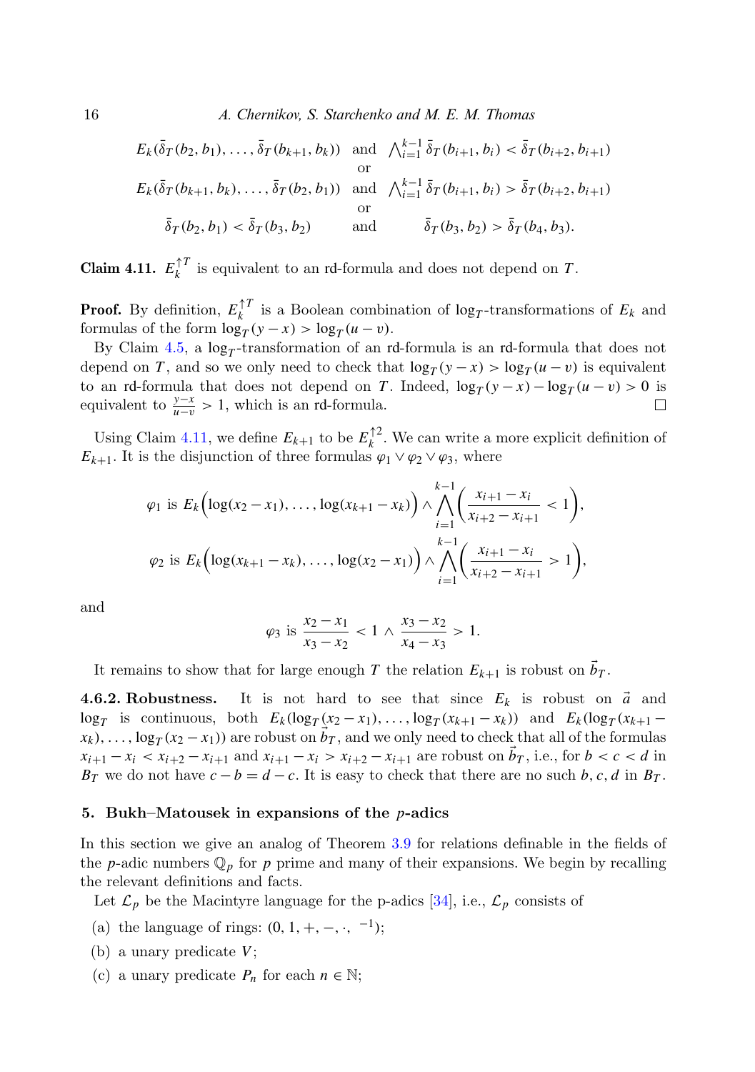$$E_k(\bar{\delta}_T(b_2, b_1), \ldots, \bar{\delta}_T(b_{k+1}, b_k)) \quad \text{and} \quad \bigwedge_{i=1}^{k-1} \bar{\delta}_T(b_{i+1}, b_i) < \bar{\delta}_T(b_{i+2}, b_{i+1})$$

$$\text{or}$$

$$E_k(\bar{\delta}_T(b_{k+1}, b_k), \ldots, \bar{\delta}_T(b_2, b_1)) \quad \text{and} \quad \bigwedge_{i=1}^{k-1} \bar{\delta}_T(b_{i+1}, b_i) > \bar{\delta}_T(b_{i+2}, b_{i+1})$$

$$\text{or}$$

$$\bar{\delta}_T(b_2, b_1) < \bar{\delta}_T(b_3, b_2) \qquad \text{and} \qquad \bar{\delta}_T(b_3, b_2) > \bar{\delta}_T(b_4, b_3).$$

**Claim 4.11.** $E_k^{\uparrow T}$ is equivalent to an rd-formula and does not depend on $T$.

**Proof.** By definition, $E_k^{\uparrow T}$ is a Boolean combination of $\log_T$-transformations of $E_k$ and formulas of the form $\log_T(y - x) > \log_T(u - v)$.

By Claim 4.5, a $\log_T$-transformation of an rd-formula is an rd-formula that does not depend on $T$, and so we only need to check that $\log_T(y - x) > \log_T(u - v)$ is equivalent to an rd-formula that does not depend on $T$. Indeed, $\log_T(y - x) - \log_T(u - v) > 0$ is equivalent to $\frac{y-x}{u-v} > 1$, which is an rd-formula. ☐

Using Claim 4.11, we define $E_{k+1}$ to be $E_k^{\uparrow 2}$. We can write a more explicit definition of $E_{k+1}$. It is the disjunction of three formulas $\varphi_1 \vee \varphi_2 \vee \varphi_3$, where

$$\varphi_1 \text{ is } E_k\Big(\log(x_2 - x_1), \ldots, \log(x_{k+1} - x_k)\Big) \wedge \bigwedge_{i=1}^{k-1} \left( \frac{x_{i+1} - x_i}{x_{i+2} - x_{i+1}} < 1 \right),$$

$$\varphi_2 \text{ is } E_k\Big(\log(x_{k+1} - x_k), \ldots, \log(x_2 - x_1)\Big) \wedge \bigwedge_{i=1}^{k-1} \left( \frac{x_{i+1} - x_i}{x_{i+2} - x_{i+1}} > 1 \right),$$

and

$$\varphi_3 \text{ is } \frac{x_2 - x_1}{x_3 - x_2} < 1 \wedge \frac{x_3 - x_2}{x_4 - x_3} > 1.$$

It remains to show that for large enough $T$ the relation $E_{k+1}$ is robust on $\vec{b}_T$.

**4.6.2. Robustness.** It is not hard to see that since $E_k$ is robust on $\vec{a}$ and $\log_T$ is continuous, both $E_k(\log_T(x_2 - x_1), \ldots, \log_T(x_{k+1} - x_k))$ and $E_k(\log_T(x_{k+1} - x_k), \ldots, \log_T(x_2 - x_1))$ are robust on $\vec{b}_T$, and we only need to check that all of the formulas $x_{i+1} - x_i < x_{i+2} - x_{i+1}$ and $x_{i+1} - x_i > x_{i+2} - x_{i+1}$ are robust on $\vec{b}_T$, i.e., for $b < c < d$ in $B_T$ we do not have $c - b = d - c$. It is easy to check that there are no such $b, c, d$ in $B_T$.

## 5. Bukh–Matousek in expansions of the $p$-adics

In this section we give an analog of Theorem 3.9 for relations definable in the fields of the $p$-adic numbers $\mathbb{Q}_p$ for $p$ prime and many of their expansions. We begin by recalling the relevant definitions and facts.

Let $\mathcal{L}_p$ be the Macintyre language for the p-adics [34], i.e., $\mathcal{L}_p$ consists of

(a) the language of rings: $(0, 1, +, -, \cdot, {}^{-1})$;

(b) a unary predicate $V$;

(c) a unary predicate $P_n$ for each $n \in \mathbb{N}$;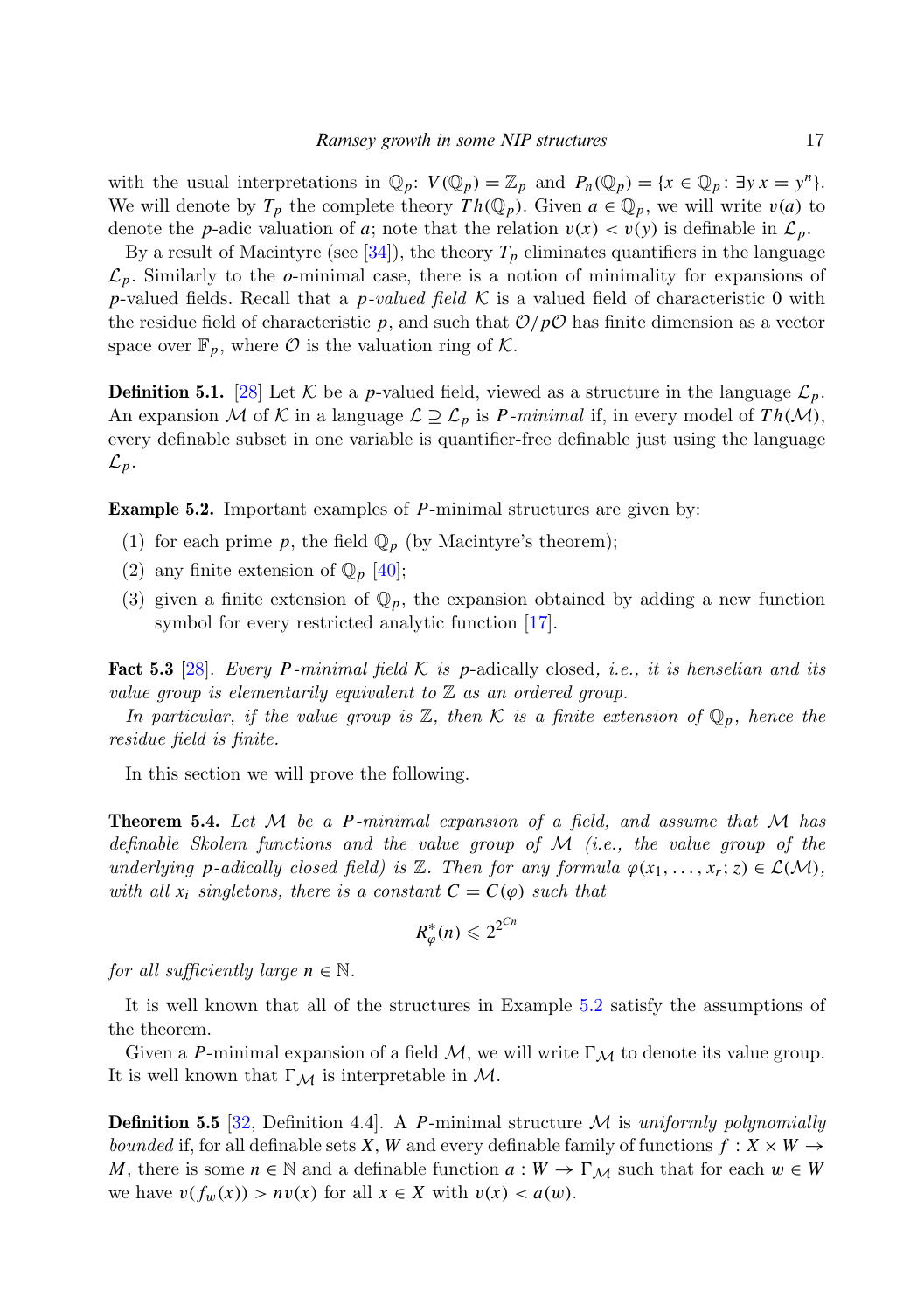with the usual interpretations in $\mathbb{Q}_p$: $V(\mathbb{Q}_p) = \mathbb{Z}_p$ and $P_n(\mathbb{Q}_p) = \{x \in \mathbb{Q}_p \colon \exists y\, x = y^n\}$. We will denote by $T_p$ the complete theory $Th(\mathbb{Q}_p)$. Given $a \in \mathbb{Q}_p$, we will write $v(a)$ to denote the $p$-adic valuation of $a$; note that the relation $v(x) < v(y)$ is definable in $\mathcal{L}_p$.

By a result of Macintyre (see [34]), the theory $T_p$ eliminates quantifiers in the language $\mathcal{L}_p$. Similarly to the $o$-minimal case, there is a notion of minimality for expansions of $p$-valued fields. Recall that a *$p$-valued field* $\mathcal{K}$ is a valued field of characteristic 0 with the residue field of characteristic $p$, and such that $\mathcal{O}/p\mathcal{O}$ has finite dimension as a vector space over $\mathbb{F}_p$, where $\mathcal{O}$ is the valuation ring of $\mathcal{K}$.

**Definition 5.1.** [28] Let $\mathcal{K}$ be a $p$-valued field, viewed as a structure in the language $\mathcal{L}_p$. An expansion $\mathcal{M}$ of $\mathcal{K}$ in a language $\mathcal{L} \supseteq \mathcal{L}_p$ is *$P$-minimal* if, in every model of $Th(\mathcal{M})$, every definable subset in one variable is quantifier-free definable just using the language $\mathcal{L}_p$.

**Example 5.2.** Important examples of $P$-minimal structures are given by:

1. for each prime $p$, the field $\mathbb{Q}_p$ (by Macintyre's theorem);
2. any finite extension of $\mathbb{Q}_p$ [40];
3. given a finite extension of $\mathbb{Q}_p$, the expansion obtained by adding a new function symbol for every restricted analytic function [17].

**Fact 5.3** [28]. *Every $P$-minimal field $\mathcal{K}$ is* $p$-adically closed, *i.e., it is henselian and its value group is elementarily equivalent to $\mathbb{Z}$ as an ordered group.*

*In particular, if the value group is $\mathbb{Z}$, then $\mathcal{K}$ is a finite extension of $\mathbb{Q}_p$, hence the residue field is finite.*

In this section we will prove the following.

**Theorem 5.4.** *Let $\mathcal{M}$ be a $P$-minimal expansion of a field, and assume that $\mathcal{M}$ has definable Skolem functions and the value group of $\mathcal{M}$ (i.e., the value group of the underlying $p$-adically closed field) is $\mathbb{Z}$. Then for any formula $\varphi(x_1, \ldots, x_r; z) \in \mathcal{L}(\mathcal{M})$, with all $x_i$ singletons, there is a constant $C = C(\varphi)$ such that*

$$R^*_\varphi(n) \leqslant 2^{2^{Cn}}$$

*for all sufficiently large $n \in \mathbb{N}$.*

It is well known that all of the structures in Example 5.2 satisfy the assumptions of the theorem.

Given a $P$-minimal expansion of a field $\mathcal{M}$, we will write $\Gamma_\mathcal{M}$ to denote its value group. It is well known that $\Gamma_\mathcal{M}$ is interpretable in $\mathcal{M}$.

**Definition 5.5** [32, Definition 4.4]. A $P$-minimal structure $\mathcal{M}$ is *uniformly polynomially bounded* if, for all definable sets $X$, $W$ and every definable family of functions $f \colon X \times W \to M$, there is some $n \in \mathbb{N}$ and a definable function $a \colon W \to \Gamma_\mathcal{M}$ such that for each $w \in W$ we have $v(f_w(x)) > nv(x)$ for all $x \in X$ with $v(x) < a(w)$.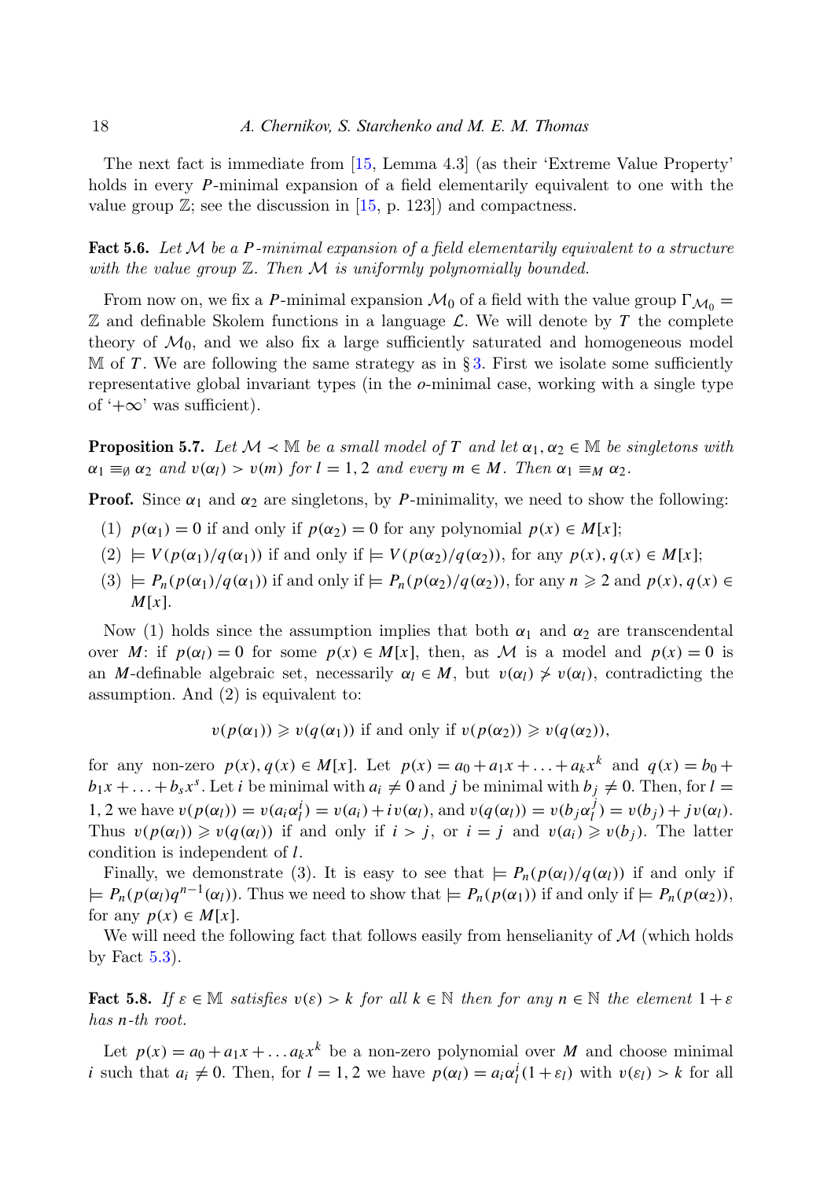The next fact is immediate from [15, Lemma 4.3] (as their 'Extreme Value Property' holds in every $P$-minimal expansion of a field elementarily equivalent to one with the value group $\mathbb{Z}$; see the discussion in [15, p. 123]) and compactness.

**Fact 5.6.** *Let $\mathcal{M}$ be a $P$-minimal expansion of a field elementarily equivalent to a structure with the value group $\mathbb{Z}$. Then $\mathcal{M}$ is uniformly polynomially bounded.*

From now on, we fix a $P$-minimal expansion $\mathcal{M}_0$ of a field with the value group $\Gamma_{\mathcal{M}_0} = \mathbb{Z}$ and definable Skolem functions in a language $\mathcal{L}$. We will denote by $T$ the complete theory of $\mathcal{M}_0$, and we also fix a large sufficiently saturated and homogeneous model $\mathbb{M}$ of $T$. We are following the same strategy as in § 3. First we isolate some sufficiently representative global invariant types (in the $o$-minimal case, working with a single type of '$+\infty$' was sufficient).

**Proposition 5.7.** *Let $\mathcal{M} \prec \mathbb{M}$ be a small model of $T$ and let $\alpha_1, \alpha_2 \in \mathbb{M}$ be singletons with $\alpha_1 \equiv_\emptyset \alpha_2$ and $v(\alpha_l) > v(m)$ for $l = 1, 2$ and every $m \in M$. Then $\alpha_1 \equiv_M \alpha_2$.*

**Proof.** Since $\alpha_1$ and $\alpha_2$ are singletons, by $P$-minimality, we need to show the following:

1. $p(\alpha_1) = 0$ if and only if $p(\alpha_2) = 0$ for any polynomial $p(x) \in M[x]$;
2. $\models V(p(\alpha_1)/q(\alpha_1))$ if and only if $\models V(p(\alpha_2)/q(\alpha_2))$, for any $p(x), q(x) \in M[x]$;
3. $\models P_n(p(\alpha_1)/q(\alpha_1))$ if and only if $\models P_n(p(\alpha_2)/q(\alpha_2))$, for any $n \geqslant 2$ and $p(x), q(x) \in M[x]$.

Now (1) holds since the assumption implies that both $\alpha_1$ and $\alpha_2$ are transcendental over $M$: if $p(\alpha_l) = 0$ for some $p(x) \in M[x]$, then, as $\mathcal{M}$ is a model and $p(x) = 0$ is an $M$-definable algebraic set, necessarily $\alpha_l \in M$, but $v(\alpha_l) \not> v(\alpha_l)$, contradicting the assumption. And (2) is equivalent to:

$$v(p(\alpha_1)) \geqslant v(q(\alpha_1)) \text{ if and only if } v(p(\alpha_2)) \geqslant v(q(\alpha_2)),$$

for any non-zero $p(x), q(x) \in M[x]$. Let $p(x) = a_0 + a_1 x + \ldots + a_k x^k$ and $q(x) = b_0 + b_1 x + \ldots + b_s x^s$. Let $i$ be minimal with $a_i \neq 0$ and $j$ be minimal with $b_j \neq 0$. Then, for $l = 1, 2$ we have $v(p(\alpha_l)) = v(a_i \alpha_l^i) = v(a_i) + i v(\alpha_l)$, and $v(q(\alpha_l)) = v(b_j \alpha_l^j) = v(b_j) + j v(\alpha_l)$. Thus $v(p(\alpha_l)) \geqslant v(q(\alpha_l))$ if and only if $i > j$, or $i = j$ and $v(a_i) \geqslant v(b_j)$. The latter condition is independent of $l$.

Finally, we demonstrate (3). It is easy to see that $\models P_n(p(\alpha_l)/q(\alpha_l))$ if and only if $\models P_n(p(\alpha_l) q^{n-1}(\alpha_l))$. Thus we need to show that $\models P_n(p(\alpha_1))$ if and only if $\models P_n(p(\alpha_2))$, for any $p(x) \in M[x]$.

We will need the following fact that follows easily from henselianity of $\mathcal{M}$ (which holds by Fact 5.3).

**Fact 5.8.** *If $\varepsilon \in \mathbb{M}$ satisfies $v(\varepsilon) > k$ for all $k \in \mathbb{N}$ then for any $n \in \mathbb{N}$ the element $1 + \varepsilon$ has $n$-th root.*

Let $p(x) = a_0 + a_1 x + \ldots a_k x^k$ be a non-zero polynomial over $M$ and choose minimal $i$ such that $a_i \neq 0$. Then, for $l = 1, 2$ we have $p(\alpha_l) = a_i \alpha_l^i (1 + \varepsilon_l)$ with $v(\varepsilon_l) > k$ for all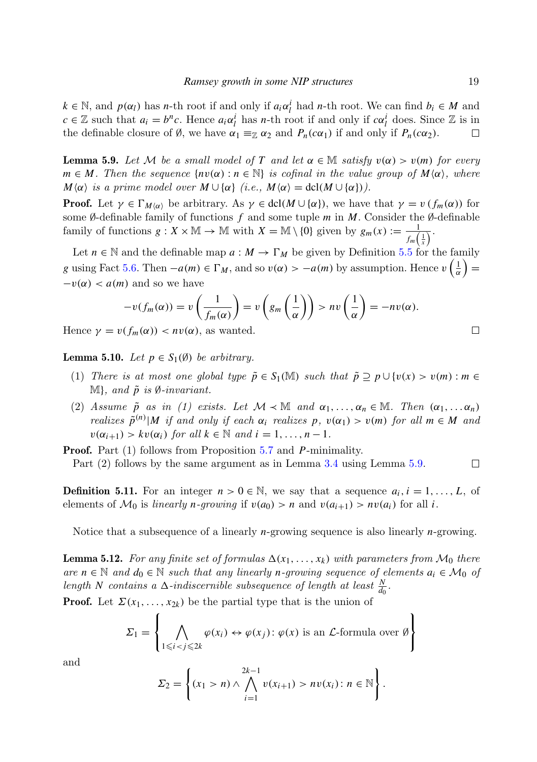$k \in \mathbb{N}$, and $p(\alpha_l)$ has $n$-th root if and only if $a_i\alpha_l^i$ had $n$-th root. We can find $b_i \in M$ and $c \in \mathbb{Z}$ such that $a_i = b^n c$. Hence $a_i\alpha_l^i$ has $n$-th root if and only if $c\alpha_l^i$ does. Since $\mathbb{Z}$ is in the definable closure of $\emptyset$, we have $\alpha_1 \equiv_{\mathbb{Z}} \alpha_2$ and $P_n(c\alpha_1)$ if and only if $P_n(c\alpha_2)$. □

**Lemma 5.9.** *Let $\mathcal{M}$ be a small model of $T$ and let $\alpha \in \mathbb{M}$ satisfy $v(\alpha) > v(m)$ for every $m \in M$. Then the sequence $\{nv(\alpha) : n \in \mathbb{N}\}$ is cofinal in the value group of $M\langle\alpha\rangle$, where $M\langle\alpha\rangle$ is a prime model over $M \cup \{\alpha\}$ (i.e., $M\langle\alpha\rangle = \mathrm{dcl}(M \cup \{\alpha\})$).*

**Proof.** Let $\gamma \in \Gamma_{M\langle\alpha\rangle}$ be arbitrary. As $\gamma \in \mathrm{dcl}(M \cup \{\alpha\})$, we have that $\gamma = v(f_m(\alpha))$ for some $\emptyset$-definable family of functions $f$ and some tuple $m$ in $M$. Consider the $\emptyset$-definable family of functions $g : X \times \mathbb{M} \to \mathbb{M}$ with $X = \mathbb{M} \setminus \{0\}$ given by $g_m(x) := \frac{1}{f_m\left(\frac{1}{x}\right)}$.

Let $n \in \mathbb{N}$ and the definable map $a : M \to \Gamma_M$ be given by Definition 5.5 for the family $g$ using Fact 5.6. Then $-a(m) \in \Gamma_M$, and so $v(\alpha) > -a(m)$ by assumption. Hence $v\left(\frac{1}{\alpha}\right) = -v(\alpha) < a(m)$ and so we have

$$-v(f_m(\alpha)) = v\left(\frac{1}{f_m(\alpha)}\right) = v\left(g_m\left(\frac{1}{\alpha}\right)\right) > nv\left(\frac{1}{\alpha}\right) = -nv(\alpha).$$

Hence $\gamma = v(f_m(\alpha)) < nv(\alpha)$, as wanted. □

**Lemma 5.10.** *Let $p \in S_1(\emptyset)$ be arbitrary.*

1. *There is at most one global type $\tilde{p} \in S_1(\mathbb{M})$ such that $\tilde{p} \supseteq p \cup \{v(x) > v(m) : m \in \mathbb{M}\}$, and $\tilde{p}$ is $\emptyset$-invariant.*
2. *Assume $\tilde{p}$ as in (1) exists. Let $\mathcal{M} \prec \mathbb{M}$ and $\alpha_1, \ldots, \alpha_n \in \mathbb{M}$. Then $(\alpha_1, \ldots \alpha_n)$ realizes $\tilde{p}^{(n)}|M$ if and only if each $\alpha_i$ realizes $p$, $v(\alpha_1) > v(m)$ for all $m \in M$ and $v(\alpha_{i+1}) > kv(\alpha_i)$ for all $k \in \mathbb{N}$ and $i = 1, \ldots, n-1$.*

**Proof.** Part (1) follows from Proposition 5.7 and $P$-minimality.
Part (2) follows by the same argument as in Lemma 3.4 using Lemma 5.9. □

**Definition 5.11.** For an integer $n > 0 \in \mathbb{N}$, we say that a sequence $a_i, i = 1, \ldots, L$, of elements of $\mathcal{M}_0$ is *linearly $n$-growing* if $v(a_0) > n$ and $v(a_{i+1}) > nv(a_i)$ for all $i$.

Notice that a subsequence of a linearly $n$-growing sequence is also linearly $n$-growing.

**Lemma 5.12.** *For any finite set of formulas $\Delta(x_1, \ldots, x_k)$ with parameters from $\mathcal{M}_0$ there are $n \in \mathbb{N}$ and $d_0 \in \mathbb{N}$ such that any linearly $n$-growing sequence of elements $a_i \in \mathcal{M}_0$ of length $N$ contains a $\Delta$-indiscernible subsequence of length at least $\frac{N}{d_0}$.*

**Proof.** Let $\Sigma(x_1, \ldots, x_{2k})$ be the partial type that is the union of

$$\Sigma_1 = \left\{ \bigwedge_{1 \leqslant i < j \leqslant 2k} \varphi(x_i) \leftrightarrow \varphi(x_j) : \varphi(x) \text{ is an } \mathcal{L}\text{-formula over } \emptyset \right\}$$

and

$$\Sigma_2 = \left\{ (x_1 > n) \wedge \bigwedge_{i=1}^{2k-1} v(x_{i+1}) > nv(x_i) : n \in \mathbb{N} \right\}.$$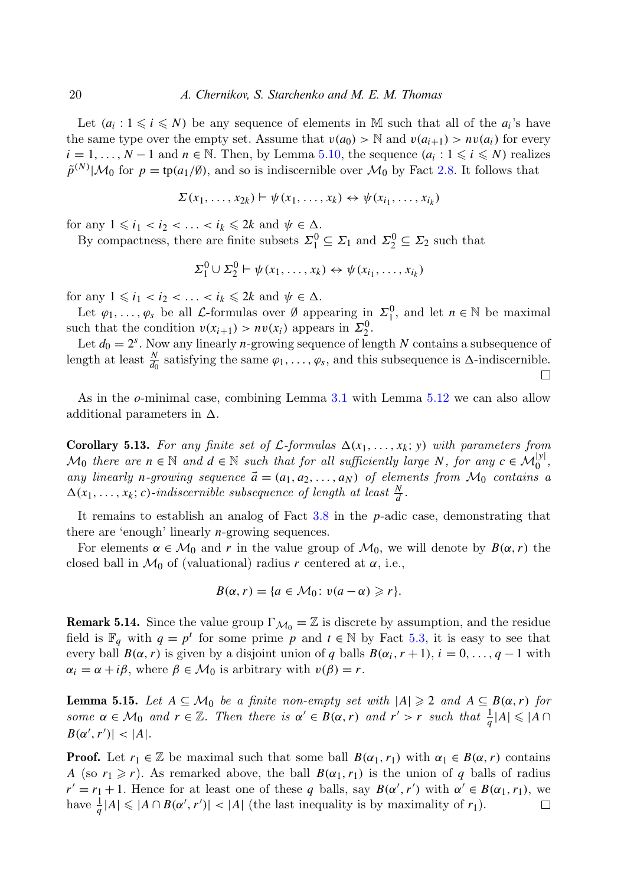Let $(a_i : 1 \leqslant i \leqslant N)$ be any sequence of elements in $\mathbb{M}$ such that all of the $a_i$'s have the same type over the empty set. Assume that $v(a_0) > \mathbb{N}$ and $v(a_{i+1}) > nv(a_i)$ for every $i = 1, \ldots, N-1$ and $n \in \mathbb{N}$. Then, by Lemma 5.10, the sequence $(a_i : 1 \leqslant i \leqslant N)$ realizes $\tilde{p}^{(N)}|\mathcal{M}_0$ for $p = \operatorname{tp}(a_1/\emptyset)$, and so is indiscernible over $\mathcal{M}_0$ by Fact 2.8. It follows that

$$\Sigma(x_1, \ldots, x_{2k}) \vdash \psi(x_1, \ldots, x_k) \leftrightarrow \psi(x_{i_1}, \ldots, x_{i_k})$$

for any $1 \leqslant i_1 < i_2 < \ldots < i_k \leqslant 2k$ and $\psi \in \Delta$.

By compactness, there are finite subsets $\Sigma_1^0 \subseteq \Sigma_1$ and $\Sigma_2^0 \subseteq \Sigma_2$ such that

$$\Sigma_1^0 \cup \Sigma_2^0 \vdash \psi(x_1, \ldots, x_k) \leftrightarrow \psi(x_{i_1}, \ldots, x_{i_k})$$

for any $1 \leqslant i_1 < i_2 < \ldots < i_k \leqslant 2k$ and $\psi \in \Delta$.

Let $\varphi_1, \ldots, \varphi_s$ be all $\mathcal{L}$-formulas over $\emptyset$ appearing in $\Sigma_1^0$, and let $n \in \mathbb{N}$ be maximal such that the condition $v(x_{i+1}) > nv(x_i)$ appears in $\Sigma_2^0$.

Let $d_0 = 2^s$. Now any linearly $n$-growing sequence of length $N$ contains a subsequence of length at least $\frac{N}{d_0}$ satisfying the same $\varphi_1, \ldots, \varphi_s$, and this subsequence is $\Delta$-indiscernible. $\square$

As in the $o$-minimal case, combining Lemma 3.1 with Lemma 5.12 we can also allow additional parameters in $\Delta$.

**Corollary 5.13.** *For any finite set of $\mathcal{L}$-formulas $\Delta(x_1, \ldots, x_k; y)$ with parameters from $\mathcal{M}_0$ there are $n \in \mathbb{N}$ and $d \in \mathbb{N}$ such that for all sufficiently large $N$, for any $c \in \mathcal{M}_0^{|y|}$, any linearly $n$-growing sequence $\vec{a} = (a_1, a_2, \ldots, a_N)$ of elements from $\mathcal{M}_0$ contains a $\Delta(x_1, \ldots, x_k; c)$-indiscernible subsequence of length at least $\frac{N}{d}$.*

It remains to establish an analog of Fact 3.8 in the $p$-adic case, demonstrating that there are 'enough' linearly $n$-growing sequences.

For elements $\alpha \in \mathcal{M}_0$ and $r$ in the value group of $\mathcal{M}_0$, we will denote by $B(\alpha, r)$ the closed ball in $\mathcal{M}_0$ of (valuational) radius $r$ centered at $\alpha$, i.e.,

$$B(\alpha, r) = \{a \in \mathcal{M}_0 \colon v(a - \alpha) \geqslant r\}.$$

**Remark 5.14.** Since the value group $\Gamma_{\mathcal{M}_0} = \mathbb{Z}$ is discrete by assumption, and the residue field is $\mathbb{F}_q$ with $q = p^t$ for some prime $p$ and $t \in \mathbb{N}$ by Fact 5.3, it is easy to see that every ball $B(\alpha, r)$ is given by a disjoint union of $q$ balls $B(\alpha_i, r+1)$, $i = 0, \ldots, q-1$ with $\alpha_i = \alpha + i\beta$, where $\beta \in \mathcal{M}_0$ is arbitrary with $v(\beta) = r$.

**Lemma 5.15.** *Let $A \subseteq \mathcal{M}_0$ be a finite non-empty set with $|A| \geqslant 2$ and $A \subseteq B(\alpha, r)$ for some $\alpha \in \mathcal{M}_0$ and $r \in \mathbb{Z}$. Then there is $\alpha' \in B(\alpha, r)$ and $r' > r$ such that $\frac{1}{q}|A| \leqslant |A \cap B(\alpha', r')| < |A|$.*

**Proof.** Let $r_1 \in \mathbb{Z}$ be maximal such that some ball $B(\alpha_1, r_1)$ with $\alpha_1 \in B(\alpha, r)$ contains $A$ (so $r_1 \geqslant r$). As remarked above, the ball $B(\alpha_1, r_1)$ is the union of $q$ balls of radius $r' = r_1 + 1$. Hence for at least one of these $q$ balls, say $B(\alpha', r')$ with $\alpha' \in B(\alpha_1, r_1)$, we have $\frac{1}{q}|A| \leqslant |A \cap B(\alpha', r')| < |A|$ (the last inequality is by maximality of $r_1$). $\square$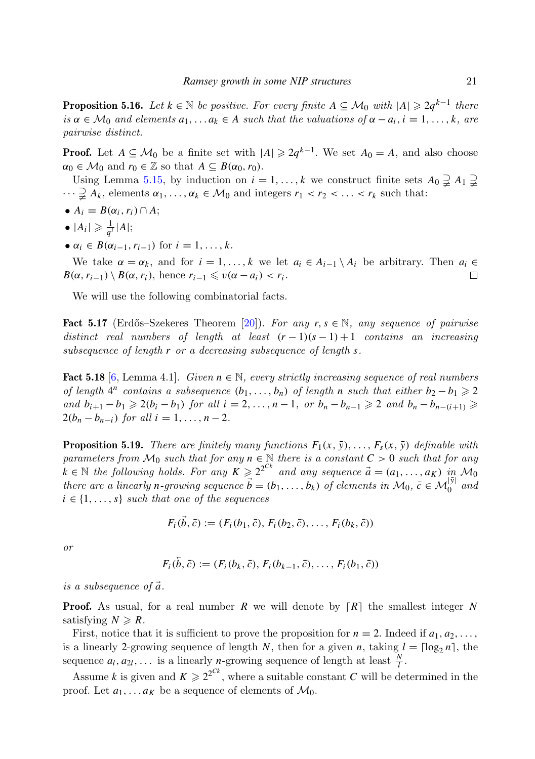**Proposition 5.16.** *Let $k \in \mathbb{N}$ be positive. For every finite $A \subseteq \mathcal{M}_0$ with $|A| \geqslant 2q^{k-1}$ there is $\alpha \in \mathcal{M}_0$ and elements $a_1, \dots a_k \in A$ such that the valuations of $\alpha - a_i$, $i = 1, \dots, k$, are pairwise distinct.*

**Proof.** Let $A \subseteq \mathcal{M}_0$ be a finite set with $|A| \geqslant 2q^{k-1}$. We set $A_0 = A$, and also choose $\alpha_0 \in \mathcal{M}_0$ and $r_0 \in \mathbb{Z}$ so that $A \subseteq B(\alpha_0, r_0)$.

Using Lemma 5.15, by induction on $i = 1, \dots, k$ we construct finite sets $A_0 \supsetneq A_1 \supsetneq \cdots \supsetneq A_k$, elements $\alpha_1, \dots, \alpha_k \in \mathcal{M}_0$ and integers $r_1 < r_2 < \ldots < r_k$ such that:

- $A_i = B(\alpha_i, r_i) \cap A$;
- $|A_i| \geqslant \frac{1}{q^i}|A|$;
- $\alpha_i \in B(\alpha_{i-1}, r_{i-1})$ for $i = 1, \dots, k$.

We take $\alpha = \alpha_k$, and for $i = 1, \dots, k$ we let $a_i \in A_{i-1} \setminus A_i$ be arbitrary. Then $a_i \in B(\alpha, r_{i-1}) \setminus B(\alpha, r_i)$, hence $r_{i-1} \leqslant v(\alpha - a_i) < r_i$. $\square$

We will use the following combinatorial facts.

**Fact 5.17** (Erdős–Szekeres Theorem [20]). *For any $r, s \in \mathbb{N}$, any sequence of pairwise distinct real numbers of length at least $(r-1)(s-1)+1$ contains an increasing subsequence of length $r$ or a decreasing subsequence of length $s$.*

**Fact 5.18** [6, Lemma 4.1]. *Given $n \in \mathbb{N}$, every strictly increasing sequence of real numbers of length $4^n$ contains a subsequence $(b_1, \dots, b_n)$ of length $n$ such that either $b_2 - b_1 \geqslant 2$ and $b_{i+1} - b_1 \geqslant 2(b_i - b_1)$ for all $i = 2, \dots, n-1$, or $b_n - b_{n-1} \geqslant 2$ and $b_n - b_{n-(i+1)} \geqslant 2(b_n - b_{n-i})$ for all $i = 1, \dots, n-2$.*

**Proposition 5.19.** *There are finitely many functions $F_1(x, \bar{y}), \dots, F_s(x, \bar{y})$ definable with parameters from $\mathcal{M}_0$ such that for any $n \in \mathbb{N}$ there is a constant $C > 0$ such that for any $k \in \mathbb{N}$ the following holds. For any $K \geqslant 2^{2^{Ck}}$ and any sequence $\vec{a} = (a_1, \dots, a_K)$ in $\mathcal{M}_0$ there are a linearly $n$-growing sequence $\vec{b} = (b_1, \dots, b_k)$ of elements in $\mathcal{M}_0$, $\bar{c} \in \mathcal{M}_0^{|\bar{y}|}$ and $i \in \{1, \dots, s\}$ such that one of the sequences*

$$F_i(\vec{b}, \bar{c}) := (F_i(b_1, \bar{c}), F_i(b_2, \bar{c}), \dots, F_i(b_k, \bar{c}))$$

*or*

$$F_i(\overleftarrow{b}, \bar{c}) := (F_i(b_k, \bar{c}), F_i(b_{k-1}, \bar{c}), \dots, F_i(b_1, \bar{c}))$$

*is a subsequence of $\vec{a}$.*

**Proof.** As usual, for a real number $R$ we will denote by $\lceil R \rceil$ the smallest integer $N$ satisfying $N \geqslant R$.

First, notice that it is sufficient to prove the proposition for $n = 2$. Indeed if $a_1, a_2, \dots,$ is a linearly 2-growing sequence of length $N$, then for a given $n$, taking $l = \lceil \log_2 n \rceil$, the sequence $a_l, a_{2l}, \dots$ is a linearly $n$-growing sequence of length at least $\frac{N}{l}$.

Assume $k$ is given and $K \geqslant 2^{2^{Ck}}$, where a suitable constant $C$ will be determined in the proof. Let $a_1, \dots a_K$ be a sequence of elements of $\mathcal{M}_0$.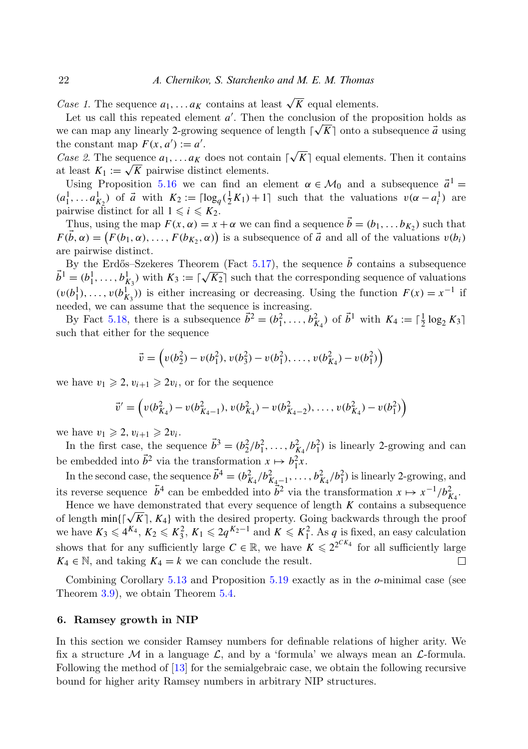*Case 1.* The sequence $a_1, \ldots a_K$ contains at least $\sqrt{K}$ equal elements.

Let us call this repeated element $a'$. Then the conclusion of the proposition holds as we can map any linearly 2-growing sequence of length $\lceil\sqrt{K}\rceil$ onto a subsequence $\vec{a}$ using the constant map $F(x, a') := a'$.

*Case 2.* The sequence $a_1, \ldots a_K$ does not contain $\lceil\sqrt{K}\rceil$ equal elements. Then it contains at least $K_1 := \sqrt{K}$ pairwise distinct elements.

Using Proposition 5.16 we can find an element $\alpha \in \mathcal{M}_0$ and a subsequence $\vec{a}^1 = (a^1_1, \ldots a^1_{K_2})$ of $\vec{a}$ with $K_2 := \lceil \log_q(\frac{1}{2}K_1) + 1\rceil$ such that the valuations $v(\alpha - a^1_i)$ are pairwise distinct for all $1 \leqslant i \leqslant K_2$.

Thus, using the map $F(x, \alpha) = x + \alpha$ we can find a sequence $\vec{b} = (b_1, \ldots b_{K_2})$ such that $F(\vec{b}, \alpha) = \big(F(b_1, \alpha), \ldots, F(b_{K_2}, \alpha)\big)$ is a subsequence of $\vec{a}$ and all of the valuations $v(b_i)$ are pairwise distinct.

By the Erdős–Szekeres Theorem (Fact 5.17), the sequence $\vec{b}$ contains a subsequence $\vec{b}^1 = (b^1_1, \ldots, b^1_{K_3})$ with $K_3 := \lceil\sqrt{K_2}\rceil$ such that the corresponding sequence of valuations $(v(b^1_1), \ldots, v(b^1_{K_3}))$ is either increasing or decreasing. Using the function $F(x) = x^{-1}$ if needed, we can assume that the sequence is increasing.

By Fact 5.18, there is a subsequence $\vec{b}^2 = (b^2_1, \ldots, b^2_{K_4})$ of $\vec{b}^1$ with $K_4 := \lceil \frac{1}{2}\log_2 K_3\rceil$ such that either for the sequence

$$\vec{v} = \Big(v(b^2_2) - v(b^2_1), v(b^2_3) - v(b^2_1), \ldots, v(b^2_{K_4}) - v(b^2_1)\Big)$$

we have $v_1 \geqslant 2$, $v_{i+1} \geqslant 2v_i$, or for the sequence

$$\vec{v}' = \Big(v(b^2_{K_4}) - v(b^2_{K_4-1}), v(b^2_{K_4}) - v(b^2_{K_4-2}), \ldots, v(b^2_{K_4}) - v(b^2_1)\Big)$$

we have $v_1 \geqslant 2$, $v_{i+1} \geqslant 2v_i$.

In the first case, the sequence $\vec{b}^3 = (b^2_2/b^2_1, \ldots, b^2_{K_4}/b^2_1)$ is linearly 2-growing and can be embedded into $\vec{b}^2$ via the transformation $x \mapsto b^2_1 x$.

In the second case, the sequence $\vec{b}^4 = (b^2_{K_4}/b^2_{K_4-1}, \ldots, b^2_{K_4}/b^2_1)$ is linearly 2-growing, and its reverse sequence $\overleftarrow{b}^4$ can be embedded into $\vec{b}^2$ via the transformation $x \mapsto x^{-1}/b^2_{K_4}$.

Hence we have demonstrated that every sequence of length $K$ contains a subsequence of length $\min\{\lceil\sqrt{K}\rceil, K_4\}$ with the desired property. Going backwards through the proof we have $K_3 \leqslant 4^{K_4}$, $K_2 \leqslant K_3^2$, $K_1 \leqslant 2q^{K_2-1}$ and $K \leqslant K_1^2$. As $q$ is fixed, an easy calculation shows that for any sufficiently large $C \in \mathbb{R}$, we have $K \leqslant 2^{2^{CK_4}}$ for all sufficiently large $K_4 \in \mathbb{N}$, and taking $K_4 = k$ we can conclude the result. □

Combining Corollary 5.13 and Proposition 5.19 exactly as in the $o$-minimal case (see Theorem 3.9), we obtain Theorem 5.4.

## 6. Ramsey growth in NIP

In this section we consider Ramsey numbers for definable relations of higher arity. We fix a structure $\mathcal{M}$ in a language $\mathcal{L}$, and by a 'formula' we always mean an $\mathcal{L}$-formula. Following the method of [13] for the semialgebraic case, we obtain the following recursive bound for higher arity Ramsey numbers in arbitrary NIP structures.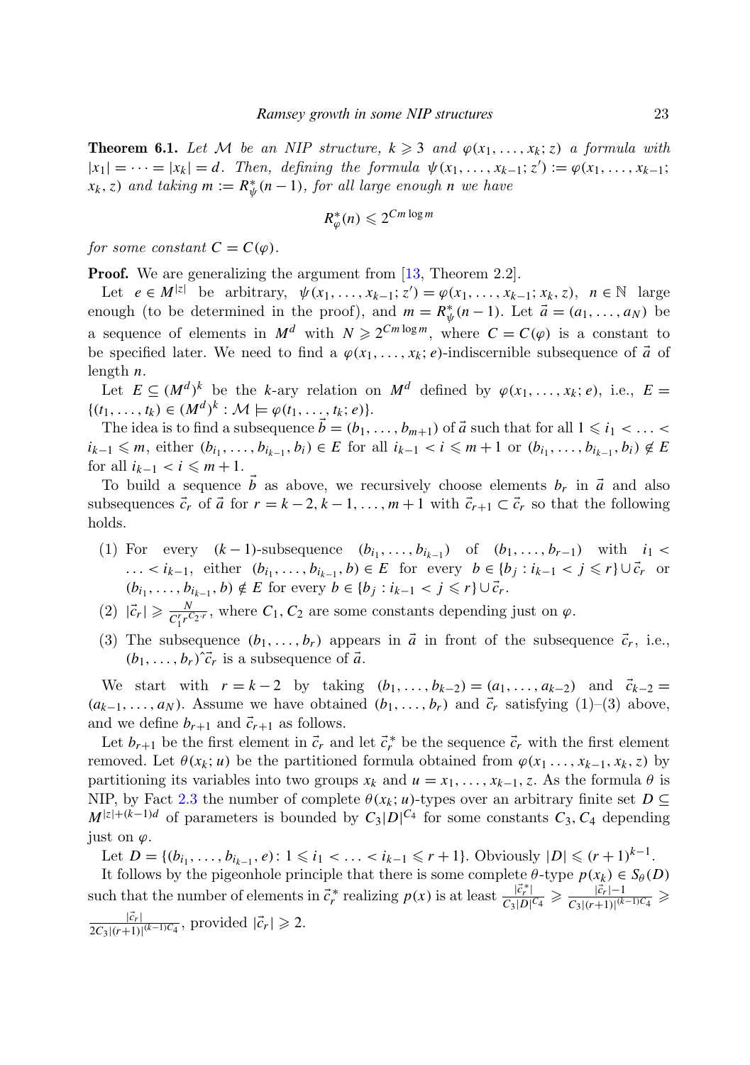**Theorem 6.1.** *Let $\mathcal{M}$ be an NIP structure, $k \geqslant 3$ and $\varphi(x_1, \ldots, x_k; z)$ a formula with $|x_1| = \cdots = |x_k| = d$. Then, defining the formula $\psi(x_1, \ldots, x_{k-1}; z') := \varphi(x_1, \ldots, x_{k-1}; x_k, z)$ and taking $m := R^*_\psi(n-1)$, for all large enough $n$ we have*

$$R^*_\varphi(n) \leqslant 2^{Cm \log m}$$

*for some constant $C = C(\varphi)$.*

**Proof.** We are generalizing the argument from [13, Theorem 2.2].

Let $e \in M^{|z|}$ be arbitrary, $\psi(x_1, \ldots, x_{k-1}; z') = \varphi(x_1, \ldots, x_{k-1}; x_k, z)$, $n \in \mathbb{N}$ large enough (to be determined in the proof), and $m = R^*_\psi(n-1)$. Let $\vec{a} = (a_1, \ldots, a_N)$ be a sequence of elements in $M^d$ with $N \geqslant 2^{Cm \log m}$, where $C = C(\varphi)$ is a constant to be specified later. We need to find a $\varphi(x_1, \ldots, x_k; e)$-indiscernible subsequence of $\vec{a}$ of length $n$.

Let $E \subseteq (M^d)^k$ be the $k$-ary relation on $M^d$ defined by $\varphi(x_1, \ldots, x_k; e)$, i.e., $E = \{(t_1, \ldots, t_k) \in (M^d)^k : \mathcal{M} \models \varphi(t_1, \ldots, t_k; e)\}$.

The idea is to find a subsequence $\vec{b} = (b_1, \ldots, b_{m+1})$ of $\vec{a}$ such that for all $1 \leqslant i_1 < \ldots < i_{k-1} \leqslant m$, either $(b_{i_1}, \ldots, b_{i_{k-1}}, b_i) \in E$ for all $i_{k-1} < i \leqslant m+1$ or $(b_{i_1}, \ldots, b_{i_{k-1}}, b_i) \notin E$ for all $i_{k-1} < i \leqslant m+1$.

To build a sequence $\vec{b}$ as above, we recursively choose elements $b_r$ in $\vec{a}$ and also subsequences $\vec{c}_r$ of $\vec{a}$ for $r = k-2, k-1, \ldots, m+1$ with $\vec{c}_{r+1} \subset \vec{c}_r$ so that the following holds.

1. For every $(k-1)$-subsequence $(b_{i_1}, \ldots, b_{i_{k-1}})$ of $(b_1, \ldots, b_{r-1})$ with $i_1 < \ldots < i_{k-1}$, either $(b_{i_1}, \ldots, b_{i_{k-1}}, b) \in E$ for every $b \in \{b_j : i_{k-1} < j \leqslant r\} \cup \vec{c}_r$ or $(b_{i_1}, \ldots, b_{i_{k-1}}, b) \notin E$ for every $b \in \{b_j : i_{k-1} < j \leqslant r\} \cup \vec{c}_r$.
2. $|\vec{c}_r| \geqslant \frac{N}{C_1^r r^{C_2 \cdot r}}$, where $C_1, C_2$ are some constants depending just on $\varphi$.
3. The subsequence $(b_1, \ldots, b_r)$ appears in $\vec{a}$ in front of the subsequence $\vec{c}_r$, i.e., $(b_1, \ldots, b_r)^\frown\vec{c}_r$ is a subsequence of $\vec{a}$.

We start with $r = k-2$ by taking $(b_1, \ldots, b_{k-2}) = (a_1, \ldots, a_{k-2})$ and $\vec{c}_{k-2} = (a_{k-1}, \ldots, a_N)$. Assume we have obtained $(b_1, \ldots, b_r)$ and $\vec{c}_r$ satisfying (1)–(3) above, and we define $b_{r+1}$ and $\vec{c}_{r+1}$ as follows.

Let $b_{r+1}$ be the first element in $\vec{c}_r$ and let $\vec{c}_r^{\,*}$ be the sequence $\vec{c}_r$ with the first element removed. Let $\theta(x_k; u)$ be the partitioned formula obtained from $\varphi(x_1 \ldots, x_{k-1}, x_k, z)$ by partitioning its variables into two groups $x_k$ and $u = x_1, \ldots, x_{k-1}, z$. As the formula $\theta$ is NIP, by Fact 2.3 the number of complete $\theta(x_k; u)$-types over an arbitrary finite set $D \subseteq M^{|z|+(k-1)d}$ of parameters is bounded by $C_3|D|^{C_4}$ for some constants $C_3, C_4$ depending just on $\varphi$.

Let $D = \{(b_{i_1}, \ldots, b_{i_{k-1}}, e) : 1 \leqslant i_1 < \ldots < i_{k-1} \leqslant r+1\}$. Obviously $|D| \leqslant (r+1)^{k-1}$.

It follows by the pigeonhole principle that there is some complete $\theta$-type $p(x_k) \in S_\theta(D)$ such that the number of elements in $\vec{c}_r^{\,*}$ realizing $p(x)$ is at least $\frac{|\vec{c}_r^{\,*}|}{C_3|D|^{C_4}} \geqslant \frac{|\vec{c}_r|-1}{C_3|(r+1)|^{(k-1)C_4}} \geqslant \frac{|\vec{c}_r|}{2C_3|(r+1)|^{(k-1)C_4}}$, provided $|\vec{c}_r| \geqslant 2$.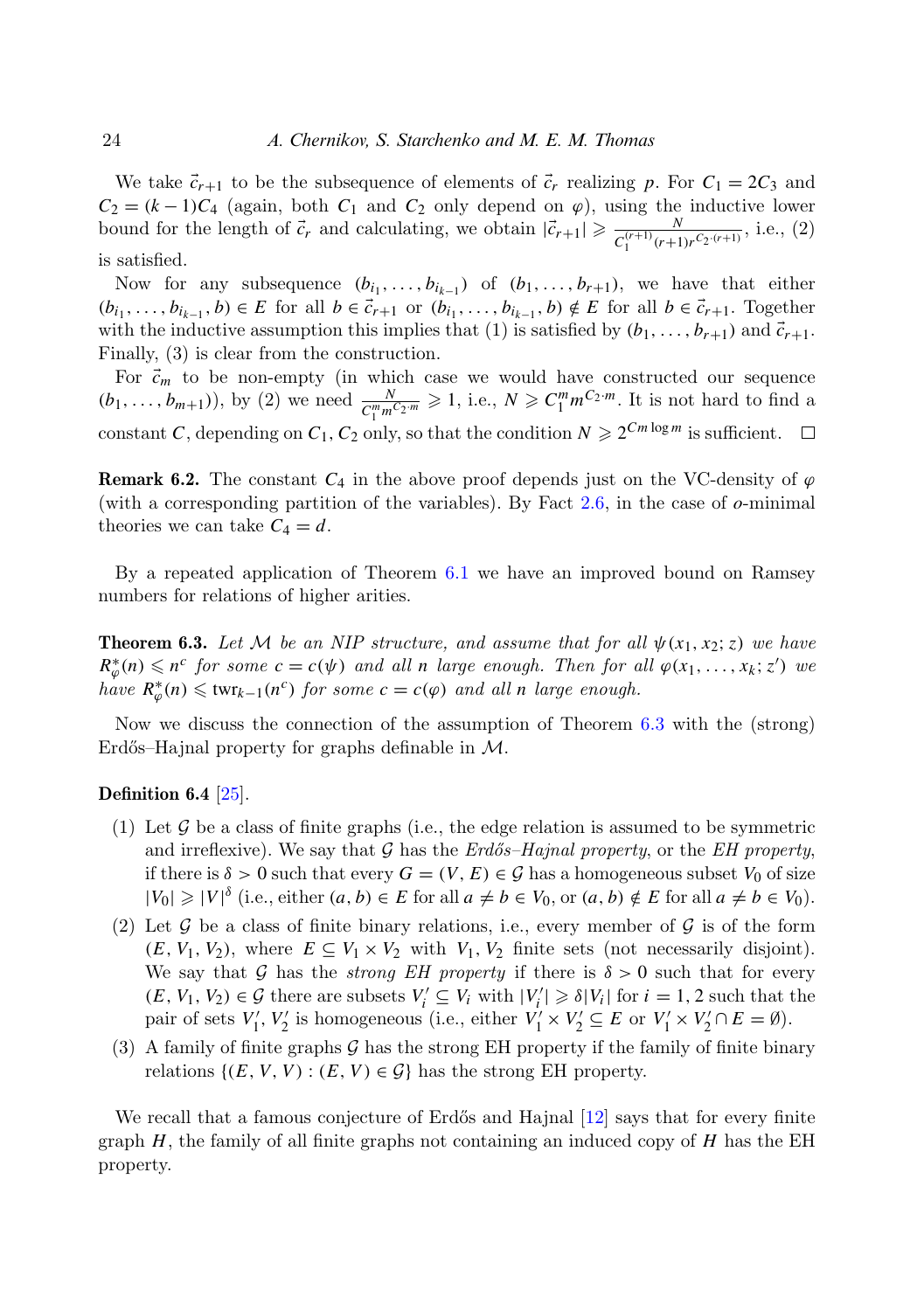We take $\vec{c}_{r+1}$ to be the subsequence of elements of $\vec{c}_r$ realizing $p$. For $C_1 = 2C_3$ and $C_2 = (k-1)C_4$ (again, both $C_1$ and $C_2$ only depend on $\varphi$), using the inductive lower bound for the length of $\vec{c}_r$ and calculating, we obtain $|\vec{c}_{r+1}| \geqslant \frac{N}{C_1^{(r+1)}(r+1)r^{C_2\cdot(r+1)}}$, i.e., (2) is satisfied.

Now for any subsequence $(b_{i_1}, \ldots, b_{i_{k-1}})$ of $(b_1, \ldots, b_{r+1})$, we have that either $(b_{i_1}, \ldots, b_{i_{k-1}}, b) \in E$ for all $b \in \vec{c}_{r+1}$ or $(b_{i_1}, \ldots, b_{i_{k-1}}, b) \notin E$ for all $b \in \vec{c}_{r+1}$. Together with the inductive assumption this implies that (1) is satisfied by $(b_1, \ldots, b_{r+1})$ and $\vec{c}_{r+1}$. Finally, (3) is clear from the construction.

For $\vec{c}_m$ to be non-empty (in which case we would have constructed our sequence $(b_1, \ldots, b_{m+1})$), by (2) we need $\frac{N}{C_1^m m^{C_2\cdot m}} \geqslant 1$, i.e., $N \geqslant C_1^m m^{C_2\cdot m}$. It is not hard to find a constant $C$, depending on $C_1, C_2$ only, so that the condition $N \geqslant 2^{Cm\log m}$ is sufficient. $\square$

**Remark 6.2.** The constant $C_4$ in the above proof depends just on the VC-density of $\varphi$ (with a corresponding partition of the variables). By Fact 2.6, in the case of $o$-minimal theories we can take $C_4 = d$.

By a repeated application of Theorem 6.1 we have an improved bound on Ramsey numbers for relations of higher arities.

**Theorem 6.3.** *Let $\mathcal{M}$ be an NIP structure, and assume that for all $\psi(x_1, x_2; z)$ we have $R^*_\varphi(n) \leqslant n^c$ for some $c = c(\psi)$ and all $n$ large enough. Then for all $\varphi(x_1, \ldots, x_k; z')$ we have $R^*_\varphi(n) \leqslant \mathrm{twr}_{k-1}(n^c)$ for some $c = c(\varphi)$ and all $n$ large enough.*

Now we discuss the connection of the assumption of Theorem 6.3 with the (strong) Erdős–Hajnal property for graphs definable in $\mathcal{M}$.

**Definition 6.4** [25].

1. Let $\mathcal{G}$ be a class of finite graphs (i.e., the edge relation is assumed to be symmetric and irreflexive). We say that $\mathcal{G}$ has the *Erdős–Hajnal property*, or the *EH property*, if there is $\delta > 0$ such that every $G = (V, E) \in \mathcal{G}$ has a homogeneous subset $V_0$ of size $|V_0| \geqslant |V|^\delta$ (i.e., either $(a, b) \in E$ for all $a \neq b \in V_0$, or $(a, b) \notin E$ for all $a \neq b \in V_0$).
2. Let $\mathcal{G}$ be a class of finite binary relations, i.e., every member of $\mathcal{G}$ is of the form $(E, V_1, V_2)$, where $E \subseteq V_1 \times V_2$ with $V_1, V_2$ finite sets (not necessarily disjoint). We say that $\mathcal{G}$ has the *strong EH property* if there is $\delta > 0$ such that for every $(E, V_1, V_2) \in \mathcal{G}$ there are subsets $V_i' \subseteq V_i$ with $|V_i'| \geqslant \delta|V_i|$ for $i = 1, 2$ such that the pair of sets $V_1', V_2'$ is homogeneous (i.e., either $V_1' \times V_2' \subseteq E$ or $V_1' \times V_2' \cap E = \emptyset$).
3. A family of finite graphs $\mathcal{G}$ has the strong EH property if the family of finite binary relations $\{(E, V, V) : (E, V) \in \mathcal{G}\}$ has the strong EH property.

We recall that a famous conjecture of Erdős and Hajnal [12] says that for every finite graph $H$, the family of all finite graphs not containing an induced copy of $H$ has the EH property.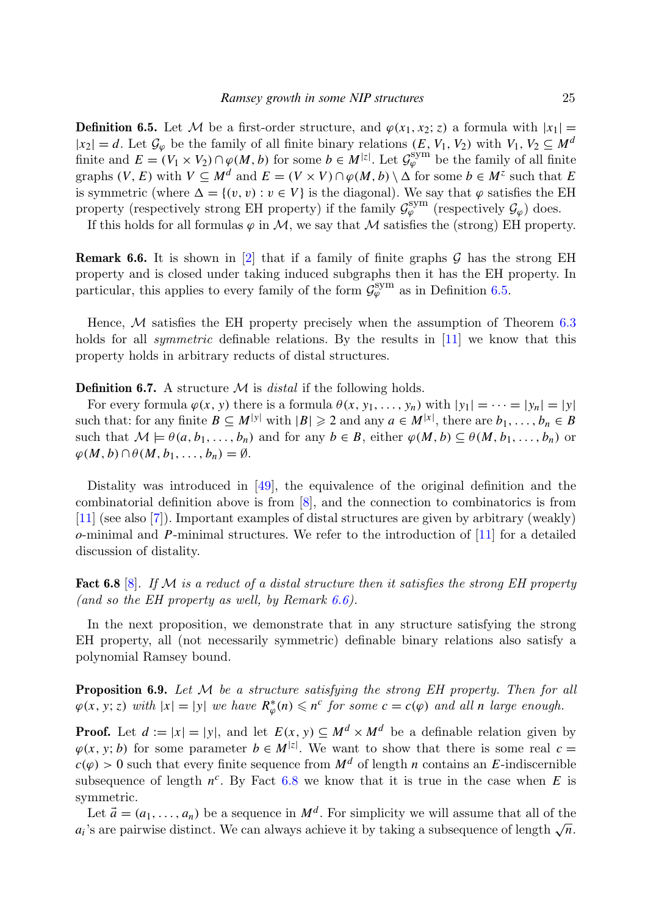**Definition 6.5.** Let $\mathcal{M}$ be a first-order structure, and $\varphi(x_1, x_2; z)$ a formula with $|x_1| = |x_2| = d$. Let $\mathcal{G}_\varphi$ be the family of all finite binary relations $(E, V_1, V_2)$ with $V_1, V_2 \subseteq M^d$ finite and $E = (V_1 \times V_2) \cap \varphi(M, b)$ for some $b \in M^{|z|}$. Let $\mathcal{G}_\varphi^{\mathrm{sym}}$ be the family of all finite graphs $(V, E)$ with $V \subseteq M^d$ and $E = (V \times V) \cap \varphi(M, b) \setminus \Delta$ for some $b \in M^z$ such that $E$ is symmetric (where $\Delta = \{(v, v) : v \in V\}$ is the diagonal). We say that $\varphi$ satisfies the EH property (respectively strong EH property) if the family $\mathcal{G}_\varphi^{\mathrm{sym}}$ (respectively $\mathcal{G}_\varphi$) does.

If this holds for all formulas $\varphi$ in $\mathcal{M}$, we say that $\mathcal{M}$ satisfies the (strong) EH property.

**Remark 6.6.** It is shown in [2] that if a family of finite graphs $\mathcal{G}$ has the strong EH property and is closed under taking induced subgraphs then it has the EH property. In particular, this applies to every family of the form $\mathcal{G}_\varphi^{\mathrm{sym}}$ as in Definition 6.5.

Hence, $\mathcal{M}$ satisfies the EH property precisely when the assumption of Theorem 6.3 holds for all *symmetric* definable relations. By the results in [11] we know that this property holds in arbitrary reducts of distal structures.

**Definition 6.7.** A structure $\mathcal{M}$ is *distal* if the following holds.

For every formula $\varphi(x, y)$ there is a formula $\theta(x, y_1, \ldots, y_n)$ with $|y_1| = \cdots = |y_n| = |y|$ such that: for any finite $B \subseteq M^{|y|}$ with $|B| \geqslant 2$ and any $a \in M^{|x|}$, there are $b_1, \ldots, b_n \in B$ such that $\mathcal{M} \models \theta(a, b_1, \ldots, b_n)$ and for any $b \in B$, either $\varphi(M, b) \subseteq \theta(M, b_1, \ldots, b_n)$ or $\varphi(M, b) \cap \theta(M, b_1, \ldots, b_n) = \emptyset$.

Distality was introduced in [49], the equivalence of the original definition and the combinatorial definition above is from [8], and the connection to combinatorics is from [11] (see also [7]). Important examples of distal structures are given by arbitrary (weakly) $o$-minimal and $P$-minimal structures. We refer to the introduction of [11] for a detailed discussion of distality.

**Fact 6.8** [8]. *If $\mathcal{M}$ is a reduct of a distal structure then it satisfies the strong EH property (and so the EH property as well, by Remark 6.6).*

In the next proposition, we demonstrate that in any structure satisfying the strong EH property, all (not necessarily symmetric) definable binary relations also satisfy a polynomial Ramsey bound.

**Proposition 6.9.** *Let $\mathcal{M}$ be a structure satisfying the strong EH property. Then for all $\varphi(x, y; z)$ with $|x| = |y|$ we have $R_\varphi^*(n) \leqslant n^c$ for some $c = c(\varphi)$ and all $n$ large enough.*

**Proof.** Let $d := |x| = |y|$, and let $E(x, y) \subseteq M^d \times M^d$ be a definable relation given by $\varphi(x, y; b)$ for some parameter $b \in M^{|z|}$. We want to show that there is some real $c = c(\varphi) > 0$ such that every finite sequence from $M^d$ of length $n$ contains an $E$-indiscernible subsequence of length $n^c$. By Fact 6.8 we know that it is true in the case when $E$ is symmetric.

Let $\vec{a} = (a_1, \ldots, a_n)$ be a sequence in $M^d$. For simplicity we will assume that all of the $a_i$'s are pairwise distinct. We can always achieve it by taking a subsequence of length $\sqrt{n}$.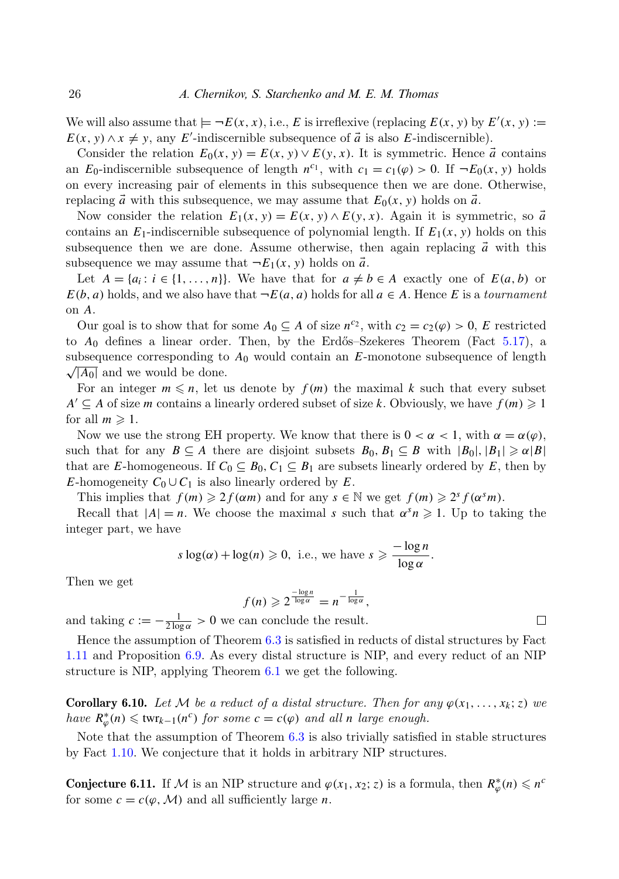We will also assume that $\models \neg E(x, x)$, i.e., $E$ is irreflexive (replacing $E(x, y)$ by $E'(x, y) := E(x, y) \wedge x \neq y$, any $E'$-indiscernible subsequence of $\vec{a}$ is also $E$-indiscernible).

Consider the relation $E_0(x, y) = E(x, y) \vee E(y, x)$. It is symmetric. Hence $\vec{a}$ contains an $E_0$-indiscernible subsequence of length $n^{c_1}$, with $c_1 = c_1(\varphi) > 0$. If $\neg E_0(x, y)$ holds on every increasing pair of elements in this subsequence then we are done. Otherwise, replacing $\vec{a}$ with this subsequence, we may assume that $E_0(x, y)$ holds on $\vec{a}$.

Now consider the relation $E_1(x, y) = E(x, y) \wedge E(y, x)$. Again it is symmetric, so $\vec{a}$ contains an $E_1$-indiscernible subsequence of polynomial length. If $E_1(x, y)$ holds on this subsequence then we are done. Assume otherwise, then again replacing $\vec{a}$ with this subsequence we may assume that $\neg E_1(x, y)$ holds on $\vec{a}$.

Let $A = \{a_i : i \in \{1, \ldots, n\}\}$. We have that for $a \neq b \in A$ exactly one of $E(a, b)$ or $E(b, a)$ holds, and we also have that $\neg E(a, a)$ holds for all $a \in A$. Hence $E$ is a *tournament* on $A$.

Our goal is to show that for some $A_0 \subseteq A$ of size $n^{c_2}$, with $c_2 = c_2(\varphi) > 0$, $E$ restricted to $A_0$ defines a linear order. Then, by the Erdős–Szekeres Theorem (Fact 5.17), a subsequence corresponding to $A_0$ would contain an $E$-monotone subsequence of length $\sqrt{|A_0|}$ and we would be done.

For an integer $m \leqslant n$, let us denote by $f(m)$ the maximal $k$ such that every subset $A' \subseteq A$ of size $m$ contains a linearly ordered subset of size $k$. Obviously, we have $f(m) \geqslant 1$ for all $m \geqslant 1$.

Now we use the strong EH property. We know that there is $0 < \alpha < 1$, with $\alpha = \alpha(\varphi)$, such that for any $B \subseteq A$ there are disjoint subsets $B_0, B_1 \subseteq B$ with $|B_0|, |B_1| \geqslant \alpha|B|$ that are $E$-homogeneous. If $C_0 \subseteq B_0, C_1 \subseteq B_1$ are subsets linearly ordered by $E$, then by $E$-homogeneity $C_0 \cup C_1$ is also linearly ordered by $E$.

This implies that $f(m) \geqslant 2f(\alpha m)$ and for any $s \in \mathbb{N}$ we get $f(m) \geqslant 2^s f(\alpha^s m)$.

Recall that $|A| = n$. We choose the maximal $s$ such that $\alpha^s n \geqslant 1$. Up to taking the integer part, we have

$$s \log(\alpha) + \log(n) \geqslant 0, \text{ i.e., we have } s \geqslant \frac{-\log n}{\log \alpha}.$$

Then we get

$$f(n) \geqslant 2^{\frac{-\log n}{\log \alpha}} = n^{-\frac{1}{\log \alpha}},$$

and taking $c := -\frac{1}{2 \log \alpha} > 0$ we can conclude the result. □

Hence the assumption of Theorem 6.3 is satisfied in reducts of distal structures by Fact 1.11 and Proposition 6.9. As every distal structure is NIP, and every reduct of an NIP structure is NIP, applying Theorem 6.1 we get the following.

**Corollary 6.10.** *Let $\mathcal{M}$ be a reduct of a distal structure. Then for any $\varphi(x_1, \ldots, x_k; z)$ we have $R^*_\varphi(n) \leqslant \mathrm{twr}_{k-1}(n^c)$ for some $c = c(\varphi)$ and all $n$ large enough.*

Note that the assumption of Theorem 6.3 is also trivially satisfied in stable structures by Fact 1.10. We conjecture that it holds in arbitrary NIP structures.

**Conjecture 6.11.** If $\mathcal{M}$ is an NIP structure and $\varphi(x_1, x_2; z)$ is a formula, then $R^*_\varphi(n) \leqslant n^c$ for some $c = c(\varphi, \mathcal{M})$ and all sufficiently large $n$.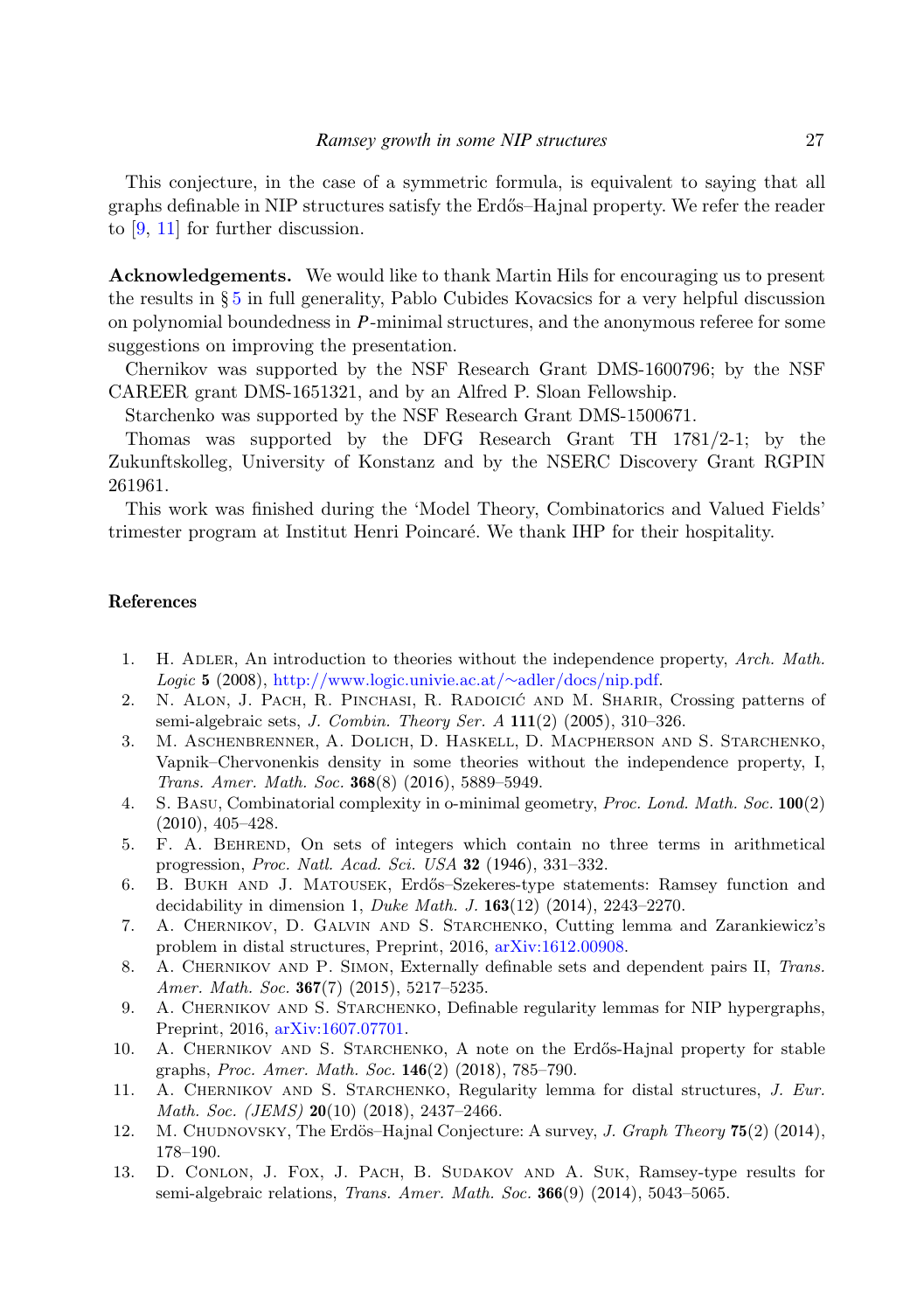This conjecture, in the case of a symmetric formula, is equivalent to saying that all graphs definable in NIP structures satisfy the Erdős–Hajnal property. We refer the reader to [9, 11] for further discussion.

**Acknowledgements.** We would like to thank Martin Hils for encouraging us to present the results in § 5 in full generality, Pablo Cubides Kovacsics for a very helpful discussion on polynomial boundedness in $\boldsymbol{P}$-minimal structures, and the anonymous referee for some suggestions on improving the presentation.

Chernikov was supported by the NSF Research Grant DMS-1600796; by the NSF CAREER grant DMS-1651321, and by an Alfred P. Sloan Fellowship.

Starchenko was supported by the NSF Research Grant DMS-1500671.

Thomas was supported by the DFG Research Grant TH 1781/2-1; by the Zukunftskolleg, University of Konstanz and by the NSERC Discovery Grant RGPIN 261961.

This work was finished during the 'Model Theory, Combinatorics and Valued Fields' trimester program at Institut Henri Poincaré. We thank IHP for their hospitality.

## References

1. H. Adler, An introduction to theories without the independence property, *Arch. Math. Logic* **5** (2008), http://www.logic.univie.ac.at/~adler/docs/nip.pdf.
2. N. Alon, J. Pach, R. Pinchasi, R. Radoicić and M. Sharir, Crossing patterns of semi-algebraic sets, *J. Combin. Theory Ser. A* **111**(2) (2005), 310–326.
3. M. Aschenbrenner, A. Dolich, D. Haskell, D. Macpherson and S. Starchenko, Vapnik–Chervonenkis density in some theories without the independence property, I, *Trans. Amer. Math. Soc.* **368**(8) (2016), 5889–5949.
4. S. Basu, Combinatorial complexity in o-minimal geometry, *Proc. Lond. Math. Soc.* **100**(2) (2010), 405–428.
5. F. A. Behrend, On sets of integers which contain no three terms in arithmetical progression, *Proc. Natl. Acad. Sci. USA* **32** (1946), 331–332.
6. B. Bukh and J. Matousek, Erdős–Szekeres-type statements: Ramsey function and decidability in dimension 1, *Duke Math. J.* **163**(12) (2014), 2243–2270.
7. A. Chernikov, D. Galvin and S. Starchenko, Cutting lemma and Zarankiewicz's problem in distal structures, Preprint, 2016, arXiv:1612.00908.
8. A. Chernikov and P. Simon, Externally definable sets and dependent pairs II, *Trans. Amer. Math. Soc.* **367**(7) (2015), 5217–5235.
9. A. Chernikov and S. Starchenko, Definable regularity lemmas for NIP hypergraphs, Preprint, 2016, arXiv:1607.07701.
10. A. Chernikov and S. Starchenko, A note on the Erdős-Hajnal property for stable graphs, *Proc. Amer. Math. Soc.* **146**(2) (2018), 785–790.
11. A. Chernikov and S. Starchenko, Regularity lemma for distal structures, *J. Eur. Math. Soc. (JEMS)* **20**(10) (2018), 2437–2466.
12. M. Chudnovsky, The Erdös–Hajnal Conjecture: A survey, *J. Graph Theory* **75**(2) (2014), 178–190.
13. D. Conlon, J. Fox, J. Pach, B. Sudakov and A. Suk, Ramsey-type results for semi-algebraic relations, *Trans. Amer. Math. Soc.* **366**(9) (2014), 5043–5065.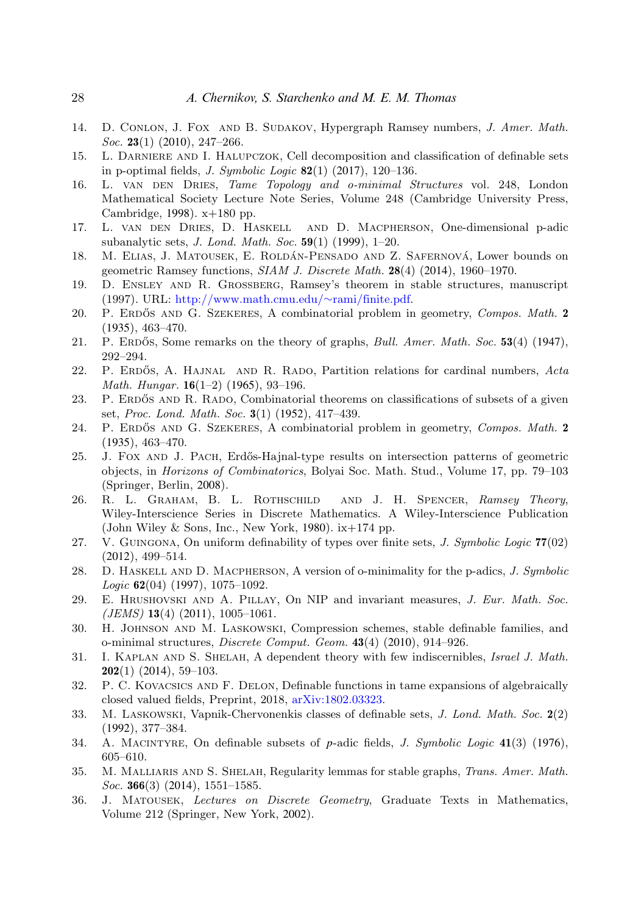14. D. Conlon, J. Fox and B. Sudakov, Hypergraph Ramsey numbers, *J. Amer. Math. Soc.* **23**(1) (2010), 247–266.
15. L. Darniere and I. Halupczok, Cell decomposition and classification of definable sets in p-optimal fields, *J. Symbolic Logic* **82**(1) (2017), 120–136.
16. L. van den Dries, *Tame Topology and o-minimal Structures* vol. 248, London Mathematical Society Lecture Note Series, Volume 248 (Cambridge University Press, Cambridge, 1998). x+180 pp.
17. L. van den Dries, D. Haskell and D. Macpherson, One-dimensional p-adic subanalytic sets, *J. Lond. Math. Soc.* **59**(1) (1999), 1–20.
18. M. Elias, J. Matousek, E. Roldán-Pensado and Z. Safernová, Lower bounds on geometric Ramsey functions, *SIAM J. Discrete Math.* **28**(4) (2014), 1960–1970.
19. D. Ensley and R. Grossberg, Ramsey's theorem in stable structures, manuscript (1997). URL: http://www.math.cmu.edu/∼rami/finite.pdf.
20. P. Erdős and G. Szekeres, A combinatorial problem in geometry, *Compos. Math.* **2** (1935), 463–470.
21. P. Erdős, Some remarks on the theory of graphs, *Bull. Amer. Math. Soc.* **53**(4) (1947), 292–294.
22. P. Erdős, A. Hajnal and R. Rado, Partition relations for cardinal numbers, *Acta Math. Hungar.* **16**(1–2) (1965), 93–196.
23. P. Erdős and R. Rado, Combinatorial theorems on classifications of subsets of a given set, *Proc. Lond. Math. Soc.* **3**(1) (1952), 417–439.
24. P. Erdős and G. Szekeres, A combinatorial problem in geometry, *Compos. Math.* **2** (1935), 463–470.
25. J. Fox and J. Pach, Erdős-Hajnal-type results on intersection patterns of geometric objects, in *Horizons of Combinatorics*, Bolyai Soc. Math. Stud., Volume 17, pp. 79–103 (Springer, Berlin, 2008).
26. R. L. Graham, B. L. Rothschild and J. H. Spencer, *Ramsey Theory*, Wiley-Interscience Series in Discrete Mathematics. A Wiley-Interscience Publication (John Wiley & Sons, Inc., New York, 1980). ix+174 pp.
27. V. Guingona, On uniform definability of types over finite sets, *J. Symbolic Logic* **77**(02) (2012), 499–514.
28. D. Haskell and D. Macpherson, A version of o-minimality for the p-adics, *J. Symbolic Logic* **62**(04) (1997), 1075–1092.
29. E. Hrushovski and A. Pillay, On NIP and invariant measures, *J. Eur. Math. Soc. (JEMS)* **13**(4) (2011), 1005–1061.
30. H. Johnson and M. Laskowski, Compression schemes, stable definable families, and o-minimal structures, *Discrete Comput. Geom.* **43**(4) (2010), 914–926.
31. I. Kaplan and S. Shelah, A dependent theory with few indiscernibles, *Israel J. Math.* **202**(1) (2014), 59–103.
32. P. C. Kovacsics and F. Delon, Definable functions in tame expansions of algebraically closed valued fields, Preprint, 2018, arXiv:1802.03323.
33. M. Laskowski, Vapnik-Chervonenkis classes of definable sets, *J. Lond. Math. Soc.* **2**(2) (1992), 377–384.
34. A. Macintyre, On definable subsets of $p$-adic fields, *J. Symbolic Logic* **41**(3) (1976), 605–610.
35. M. Malliaris and S. Shelah, Regularity lemmas for stable graphs, *Trans. Amer. Math. Soc.* **366**(3) (2014), 1551–1585.
36. J. Matousek, *Lectures on Discrete Geometry*, Graduate Texts in Mathematics, Volume 212 (Springer, New York, 2002).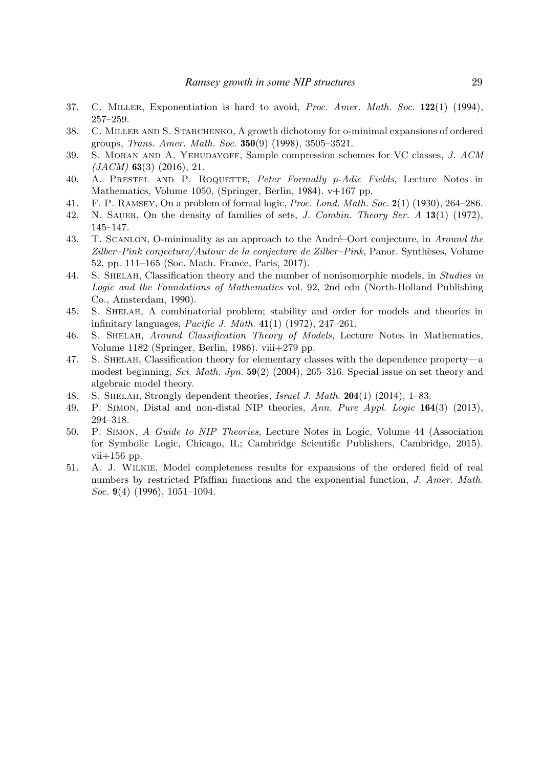37. C. Miller, Exponentiation is hard to avoid, *Proc. Amer. Math. Soc.* **122**(1) (1994), 257–259.
38. C. Miller and S. Starchenko, A growth dichotomy for o-minimal expansions of ordered groups, *Trans. Amer. Math. Soc.* **350**(9) (1998), 3505–3521.
39. S. Moran and A. Yehudayoff, Sample compression schemes for VC classes, *J. ACM (JACM)* **63**(3) (2016), 21.
40. A. Prestel and P. Roquette, *Peter Formally p-Adic Fields*, Lecture Notes in Mathematics, Volume 1050, (Springer, Berlin, 1984). v+167 pp.
41. F. P. Ramsey, On a problem of formal logic, *Proc. Lond. Math. Soc.* **2**(1) (1930), 264–286.
42. N. Sauer, On the density of families of sets, *J. Combin. Theory Ser. A* **13**(1) (1972), 145–147.
43. T. Scanlon, O-minimality as an approach to the André–Oort conjecture, in *Around the Zilber–Pink conjecture/Autour de la conjecture de Zilber–Pink*, Panor. Synthèses, Volume 52, pp. 111–165 (Soc. Math. France, Paris, 2017).
44. S. Shelah, Classification theory and the number of nonisomorphic models, in *Studies in Logic and the Foundations of Mathematics* vol. 92, 2nd edn (North-Holland Publishing Co., Amsterdam, 1990).
45. S. Shelah, A combinatorial problem; stability and order for models and theories in infinitary languages, *Pacific J. Math.* **41**(1) (1972), 247–261.
46. S. Shelah, *Around Classification Theory of Models*, Lecture Notes in Mathematics, Volume 1182 (Springer, Berlin, 1986). viii+279 pp.
47. S. Shelah, Classification theory for elementary classes with the dependence property—a modest beginning, *Sci. Math. Jpn.* **59**(2) (2004), 265–316. Special issue on set theory and algebraic model theory.
48. S. Shelah, Strongly dependent theories, *Israel J. Math.* **204**(1) (2014), 1–83.
49. P. Simon, Distal and non-distal NIP theories, *Ann. Pure Appl. Logic* **164**(3) (2013), 294–318.
50. P. Simon, *A Guide to NIP Theories*, Lecture Notes in Logic, Volume 44 (Association for Symbolic Logic, Chicago, IL; Cambridge Scientific Publishers, Cambridge, 2015). vii+156 pp.
51. A. J. Wilkie, Model completeness results for expansions of the ordered field of real numbers by restricted Pfaffian functions and the exponential function, *J. Amer. Math. Soc.* **9**(4) (1996), 1051–1094.